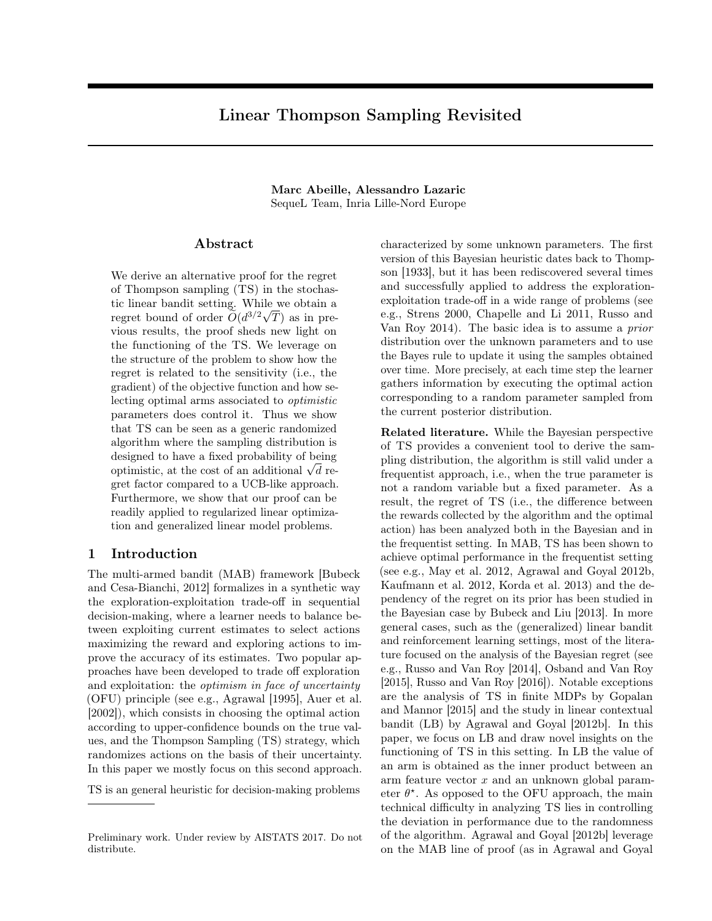# Linear Thompson Sampling Revisited

**Marc Abeille, Alessandro Lazaric**
SequeL Team, Inria Lille-Nord Europe

## Abstract

We derive an alternative proof for the regret of Thompson sampling (TS) in the stochastic linear bandit setting. While we obtain a regret bound of order $\widetilde{O}(d^{3/2}\sqrt{T})$ as in previous results, the proof sheds new light on the functioning of the TS. We leverage on the structure of the problem to show how the regret is related to the sensitivity (i.e., the gradient) of the objective function and how selecting optimal arms associated to *optimistic* parameters does control it. Thus we show that TS can be seen as a generic randomized algorithm where the sampling distribution is designed to have a fixed probability of being optimistic, at the cost of an additional $\sqrt{d}$ regret factor compared to a UCB-like approach. Furthermore, we show that our proof can be readily applied to regularized linear optimization and generalized linear model problems.

## 1 Introduction

The multi-armed bandit (MAB) framework [Bubeck and Cesa-Bianchi, 2012] formalizes in a synthetic way the exploration-exploitation trade-off in sequential decision-making, where a learner needs to balance between exploiting current estimates to select actions maximizing the reward and exploring actions to improve the accuracy of its estimates. Two popular approaches have been developed to trade off exploration and exploitation: the *optimism in face of uncertainty* (OFU) principle (see e.g., Agrawal [1995], Auer et al. [2002]), which consists in choosing the optimal action according to upper-confidence bounds on the true values, and the Thompson Sampling (TS) strategy, which randomizes actions on the basis of their uncertainty. In this paper we mostly focus on this second approach.

TS is an general heuristic for decision-making problems characterized by some unknown parameters. The first version of this Bayesian heuristic dates back to Thompson [1933], but it has been rediscovered several times and successfully applied to address the exploration-exploitation trade-off in a wide range of problems (see e.g., Strens 2000, Chapelle and Li 2011, Russo and Van Roy 2014). The basic idea is to assume a *prior* distribution over the unknown parameters and to use the Bayes rule to update it using the samples obtained over time. More precisely, at each time step the learner gathers information by executing the optimal action corresponding to a random parameter sampled from the current posterior distribution.

**Related literature.** While the Bayesian perspective of TS provides a convenient tool to derive the sampling distribution, the algorithm is still valid under a frequentist approach, i.e., when the true parameter is not a random variable but a fixed parameter. As a result, the regret of TS (i.e., the difference between the rewards collected by the algorithm and the optimal action) has been analyzed both in the Bayesian and in the frequentist setting. In MAB, TS has been shown to achieve optimal performance in the frequentist setting (see e.g., May et al. 2012, Agrawal and Goyal 2012b, Kaufmann et al. 2012, Korda et al. 2013) and the dependency of the regret on its prior has been studied in the Bayesian case by Bubeck and Liu [2013]. In more general cases, such as the (generalized) linear bandit and reinforcement learning settings, most of the literature focused on the analysis of the Bayesian regret (see e.g., Russo and Van Roy [2014], Osband and Van Roy [2015], Russo and Van Roy [2016]). Notable exceptions are the analysis of TS in finite MDPs by Gopalan and Mannor [2015] and the study in linear contextual bandit (LB) by Agrawal and Goyal [2012b]. In this paper, we focus on LB and draw novel insights on the functioning of TS in this setting. In LB the value of an arm is obtained as the inner product between an arm feature vector $x$ and an unknown global parameter $\theta^\star$. As opposed to the OFU approach, the main technical difficulty in analyzing TS lies in controlling the deviation in performance due to the randomness of the algorithm. Agrawal and Goyal [2012b] leverage on the MAB line of proof (as in Agrawal and Goyal

Preliminary work. Under review by AISTATS 2017. Do not distribute.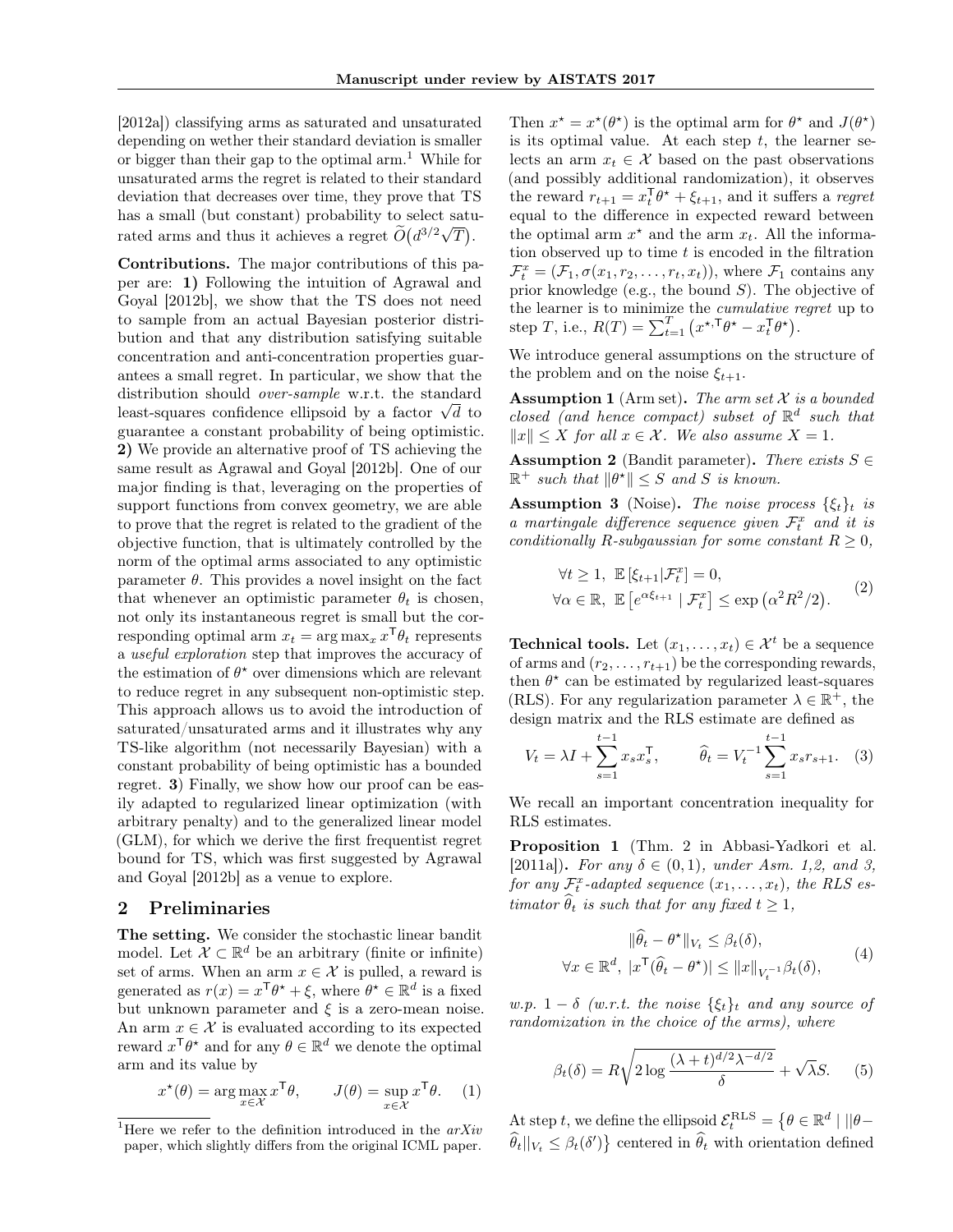[2012a]) classifying arms as saturated and unsaturated depending on wether their standard deviation is smaller or bigger than their gap to the optimal arm.[1] While for unsaturated arms the regret is related to their standard deviation that decreases over time, they prove that TS has a small (but constant) probability to select saturated arms and thus it achieves a regret $\widetilde{O}\big(d^{3/2}\sqrt{T}\big)$.

**Contributions.** The major contributions of this paper are: **1)** Following the intuition of Agrawal and Goyal [2012b], we show that the TS does not need to sample from an actual Bayesian posterior distribution and that any distribution satisfying suitable concentration and anti-concentration properties guarantees a small regret. In particular, we show that the distribution should *over-sample* w.r.t. the standard least-squares confidence ellipsoid by a factor $\sqrt{d}$ to guarantee a constant probability of being optimistic. **2)** We provide an alternative proof of TS achieving the same result as Agrawal and Goyal [2012b]. One of our major finding is that, leveraging on the properties of support functions from convex geometry, we are able to prove that the regret is related to the gradient of the objective function, that is ultimately controlled by the norm of the optimal arms associated to any optimistic parameter $\theta$. This provides a novel insight on the fact that whenever an optimistic parameter $\theta_t$ is chosen, not only its instantaneous regret is small but the corresponding optimal arm $x_t = \arg\max_x x^\mathsf{T}\theta_t$ represents a *useful exploration* step that improves the accuracy of the estimation of $\theta^\star$ over dimensions which are relevant to reduce regret in any subsequent non-optimistic step. This approach allows us to avoid the introduction of saturated/unsaturated arms and it illustrates why any TS-like algorithm (not necessarily Bayesian) with a constant probability of being optimistic has a bounded regret. **3)** Finally, we show how our proof can be easily adapted to regularized linear optimization (with arbitrary penalty) and to the generalized linear model (GLM), for which we derive the first frequentist regret bound for TS, which was first suggested by Agrawal and Goyal [2012b] as a venue to explore.

## 2 Preliminaries

**The setting.** We consider the stochastic linear bandit model. Let $\mathcal{X} \subset \mathbb{R}^d$ be an arbitrary (finite or infinite) set of arms. When an arm $x \in \mathcal{X}$ is pulled, a reward is generated as $r(x) = x^\mathsf{T}\theta^\star + \xi$, where $\theta^\star \in \mathbb{R}^d$ is a fixed but unknown parameter and $\xi$ is a zero-mean noise. An arm $x \in \mathcal{X}$ is evaluated according to its expected reward $x^\mathsf{T}\theta^\star$ and for any $\theta \in \mathbb{R}^d$ we denote the optimal arm and its value by

$$x^\star(\theta) = \arg\max_{x\in\mathcal{X}} x^\mathsf{T}\theta, \qquad J(\theta) = \sup_{x\in\mathcal{X}} x^\mathsf{T}\theta. \quad (1)$$

[1] Here we refer to the definition introduced in the *arXiv* paper, which slightly differs from the original ICML paper.

Then $x^\star = x^\star(\theta^\star)$ is the optimal arm for $\theta^\star$ and $J(\theta^\star)$ is its optimal value. At each step $t$, the learner selects an arm $x_t \in \mathcal{X}$ based on the past observations (and possibly additional randomization), it observes the reward $r_{t+1} = x_t^\mathsf{T}\theta^\star + \xi_{t+1}$, and it suffers a *regret* equal to the difference in expected reward between the optimal arm $x^\star$ and the arm $x_t$. All the information observed up to time $t$ is encoded in the filtration $\mathcal{F}_t^x = (\mathcal{F}_1, \sigma(x_1, r_2, \ldots, r_t, x_t))$, where $\mathcal{F}_1$ contains any prior knowledge (e.g., the bound $S$). The objective of the learner is to minimize the *cumulative regret* up to step $T$, i.e., $R(T) = \sum_{t=1}^T \big(x^{\star,\mathsf{T}}\theta^\star - x_t^\mathsf{T}\theta^\star\big)$.

We introduce general assumptions on the structure of the problem and on the noise $\xi_{t+1}$.

**Assumption 1** (Arm set)**.** *The arm set $\mathcal{X}$ is a bounded closed (and hence compact) subset of $\mathbb{R}^d$ such that $\|x\| \leq X$ for all $x \in \mathcal{X}$. We also assume $X = 1$.*

**Assumption 2** (Bandit parameter)**.** *There exists $S \in \mathbb{R}^+$ such that $\|\theta^\star\| \leq S$ and $S$ is known.*

**Assumption 3** (Noise)**.** *The noise process $\{\xi_t\}_t$ is a martingale difference sequence given $\mathcal{F}_t^x$ and it is conditionally $R$-subgaussian for some constant $R \geq 0$,*

$$\begin{aligned} &\forall t \geq 1,\ \mathbb{E}\left[\xi_{t+1} | \mathcal{F}_t^x\right] = 0, \\ &\forall \alpha \in \mathbb{R},\ \mathbb{E}\left[e^{\alpha\xi_{t+1}} \mid \mathcal{F}_t^x\right] \leq \exp\big(\alpha^2 R^2/2\big). \end{aligned} \quad (2)$$

**Technical tools.** Let $(x_1, \ldots, x_t) \in \mathcal{X}^t$ be a sequence of arms and $(r_2, \ldots, r_{t+1})$ be the corresponding rewards, then $\theta^\star$ can be estimated by regularized least-squares (RLS). For any regularization parameter $\lambda \in \mathbb{R}^+$, the design matrix and the RLS estimate are defined as

$$V_t = \lambda I + \sum_{s=1}^{t-1} x_s x_s^\mathsf{T}, \qquad \widehat{\theta}_t = V_t^{-1} \sum_{s=1}^{t-1} x_s r_{s+1}. \quad (3)$$

We recall an important concentration inequality for RLS estimates.

**Proposition 1** (Thm. 2 in Abbasi-Yadkori et al. [2011a])**.** *For any $\delta \in (0,1)$, under Asm. 1,2, and 3, for any $\mathcal{F}_t^x$-adapted sequence $(x_1, \ldots, x_t)$, the RLS estimator $\widehat{\theta}_t$ is such that for any fixed $t \geq 1$,*

$$\begin{aligned} &\|\widehat{\theta}_t - \theta^\star\|_{V_t} \leq \beta_t(\delta), \\ \forall x \in \mathbb{R}^d,\ &|x^\mathsf{T}(\widehat{\theta}_t - \theta^\star)| \leq \|x\|_{V_t^{-1}}\beta_t(\delta), \end{aligned} \quad (4)$$

*w.p. $1-\delta$ (w.r.t. the noise $\{\xi_t\}_t$ and any source of randomization in the choice of the arms), where*

$$\beta_t(\delta) = R\sqrt{2\log\frac{(\lambda+t)^{d/2}\lambda^{-d/2}}{\delta}} + \sqrt{\lambda}S. \quad (5)$$

At step $t$, we define the ellipsoid $\mathcal{E}_t^{\mathrm{RLS}} = \big\{\theta \in \mathbb{R}^d \mid ||\theta - \widehat{\theta}_t||_{V_t} \leq \beta_t(\delta')\big\}$ centered in $\widehat{\theta}_t$ with orientation defined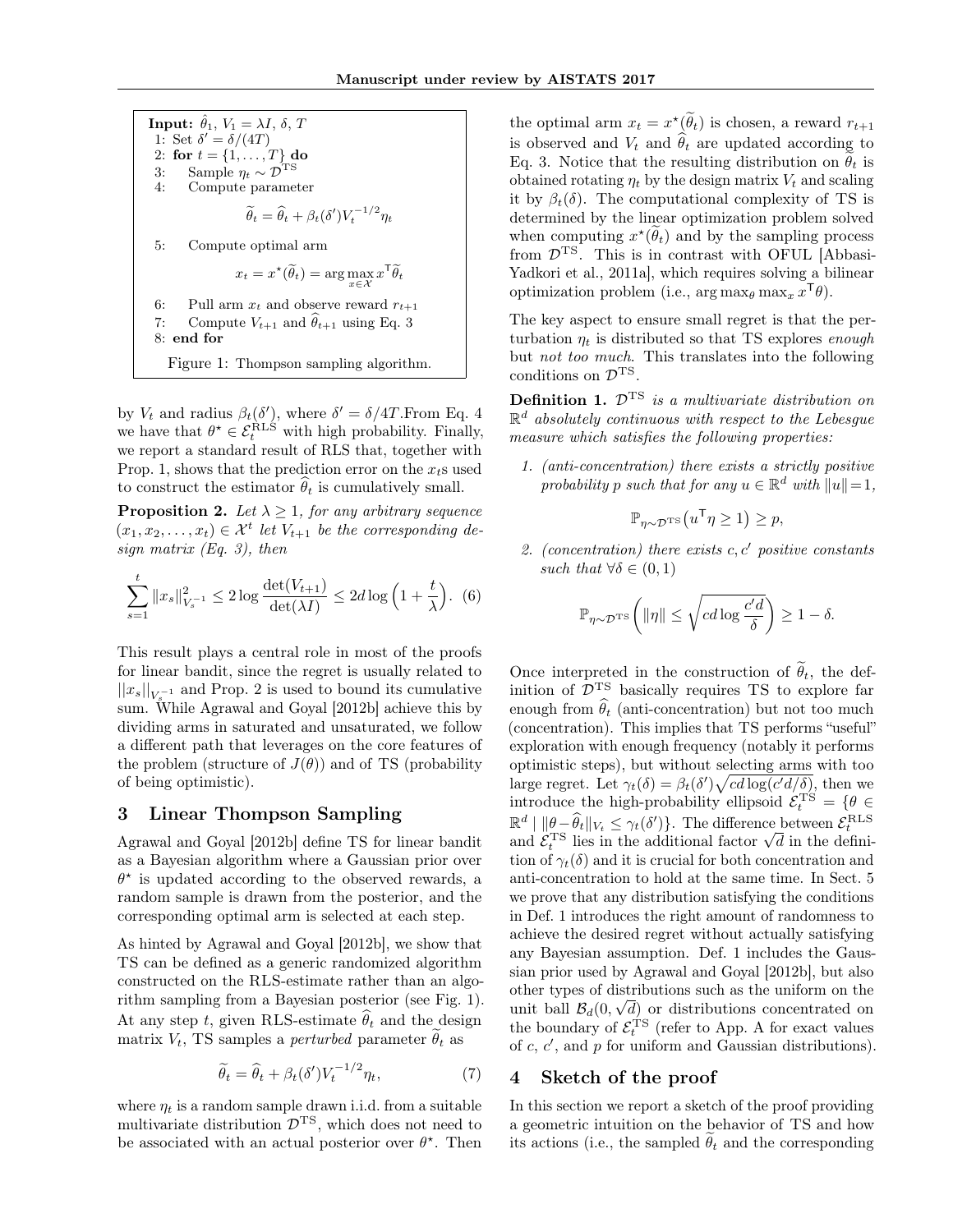**Input:** $\hat{\theta}_1$, $V_1 = \lambda I$, $\delta$, $T$

```
1: Set δ' = δ/(4T)
2: for t = {1, ..., T} do
3:    Sample η_t ∼ D^TS
4:    Compute parameter
5:    Compute optimal arm
6:    Pull arm x_t and observe reward r_{t+1}
7:    Compute V_{t+1} and θ̂_{t+1} using Eq. 3
8: end for
```

Step 4: $$\widetilde{\theta}_t = \widehat{\theta}_t + \beta_t(\delta')V_t^{-1/2}\eta_t$$

Step 5: $$x_t = x^\star(\widetilde{\theta}_t) = \arg\max_{x\in\mathcal{X}} x^\mathsf{T}\widetilde{\theta}_t$$

Figure 1: Thompson sampling algorithm.

by $V_t$ and radius $\beta_t(\delta')$, where $\delta' = \delta/4T$.From Eq. 4 we have that $\theta^\star \in \mathcal{E}_t^{\text{RLS}}$ with high probability. Finally, we report a standard result of RLS that, together with Prop. 1, shows that the prediction error on the $x_t$s used to construct the estimator $\widehat{\theta}_t$ is cumulatively small.

**Proposition 2.** *Let $\lambda \geq 1$, for any arbitrary sequence $(x_1, x_2, \ldots, x_t) \in \mathcal{X}^t$ let $V_{t+1}$ be the corresponding design matrix (Eq. 3), then*

$$\sum_{s=1}^{t} \|x_s\|^2_{V_s^{-1}} \leq 2\log\frac{\det(V_{t+1})}{\det(\lambda I)} \leq 2d\log\Big(1 + \frac{t}{\lambda}\Big). \quad (6)$$

This result plays a central role in most of the proofs for linear bandit, since the regret is usually related to $||x_s||_{V_s^{-1}}$ and Prop. 2 is used to bound its cumulative sum. While Agrawal and Goyal [2012b] achieve this by dividing arms in saturated and unsaturated, we follow a different path that leverages on the core features of the problem (structure of $J(\theta)$) and of TS (probability of being optimistic).

## 3 Linear Thompson Sampling

Agrawal and Goyal [2012b] define TS for linear bandit as a Bayesian algorithm where a Gaussian prior over $\theta^\star$ is updated according to the observed rewards, a random sample is drawn from the posterior, and the corresponding optimal arm is selected at each step.

As hinted by Agrawal and Goyal [2012b], we show that TS can be defined as a generic randomized algorithm constructed on the RLS-estimate rather than an algorithm sampling from a Bayesian posterior (see Fig. 1). At any step $t$, given RLS-estimate $\widehat{\theta}_t$ and the design matrix $V_t$, TS samples a *perturbed* parameter $\widetilde{\theta}_t$ as

$$\widetilde{\theta}_t = \widehat{\theta}_t + \beta_t(\delta')V_t^{-1/2}\eta_t, \quad (7)$$

where $\eta_t$ is a random sample drawn i.i.d. from a suitable multivariate distribution $\mathcal{D}^{\text{TS}}$, which does not need to be associated with an actual posterior over $\theta^\star$. Then the optimal arm $x_t = x^\star(\widetilde{\theta}_t)$ is chosen, a reward $r_{t+1}$ is observed and $V_t$ and $\widehat{\theta}_t$ are updated according to Eq. 3. Notice that the resulting distribution on $\widetilde{\theta}_t$ is obtained rotating $\eta_t$ by the design matrix $V_t$ and scaling it by $\beta_t(\delta)$. The computational complexity of TS is determined by the linear optimization problem solved when computing $x^\star(\widetilde{\theta}_t)$ and by the sampling process from $\mathcal{D}^{\text{TS}}$. This is in contrast with OFUL [Abbasi-Yadkori et al., 2011a], which requires solving a bilinear optimization problem (i.e., $\arg\max_\theta \max_x x^\mathsf{T}\theta$).

The key aspect to ensure small regret is that the perturbation $\eta_t$ is distributed so that TS explores *enough* but *not too much*. This translates into the following conditions on $\mathcal{D}^{\text{TS}}$.

**Definition 1.** *$\mathcal{D}^{\text{TS}}$ is a multivariate distribution on $\mathbb{R}^d$ absolutely continuous with respect to the Lebesgue measure which satisfies the following properties:*

1. *(anti-concentration) there exists a strictly positive probability $p$ such that for any $u \in \mathbb{R}^d$ with $\|u\| = 1$,*

$$\mathbb{P}_{\eta\sim\mathcal{D}^{\text{TS}}}\big(u^\mathsf{T}\eta \geq 1\big) \geq p,$$

2. *(concentration) there exists $c, c'$ positive constants such that $\forall\delta \in (0,1)$*

$$\mathbb{P}_{\eta\sim\mathcal{D}^{\text{TS}}}\bigg(\|\eta\| \leq \sqrt{cd\log\frac{c'd}{\delta}}\bigg) \geq 1 - \delta.$$

Once interpreted in the construction of $\widetilde{\theta}_t$, the definition of $\mathcal{D}^{\text{TS}}$ basically requires TS to explore far enough from $\widehat{\theta}_t$ (anti-concentration) but not too much (concentration). This implies that TS performs "useful" exploration with enough frequency (notably it performs optimistic steps), but without selecting arms with too large regret. Let $\gamma_t(\delta) = \beta_t(\delta')\sqrt{cd\log(c'd/\delta)}$, then we introduce the high-probability ellipsoid $\mathcal{E}_t^{\text{TS}} = \{\theta \in \mathbb{R}^d \mid \|\theta - \widehat{\theta}_t\|_{V_t} \leq \gamma_t(\delta')\}$. The difference between $\mathcal{E}_t^{\text{RLS}}$ and $\mathcal{E}_t^{\text{TS}}$ lies in the additional factor $\sqrt{d}$ in the definition of $\gamma_t(\delta)$ and it is crucial for both concentration and anti-concentration to hold at the same time. In Sect. 5 we prove that any distribution satisfying the conditions in Def. 1 introduces the right amount of randomness to achieve the desired regret without actually satisfying any Bayesian assumption. Def. 1 includes the Gaussian prior used by Agrawal and Goyal [2012b], but also other types of distributions such as the uniform on the unit ball $\mathcal{B}_d(0, \sqrt{d})$ or distributions concentrated on the boundary of $\mathcal{E}_t^{\text{TS}}$ (refer to App. A for exact values of $c$, $c'$, and $p$ for uniform and Gaussian distributions).

## 4 Sketch of the proof

In this section we report a sketch of the proof providing a geometric intuition on the behavior of TS and how its actions (i.e., the sampled $\widetilde{\theta}_t$ and the corresponding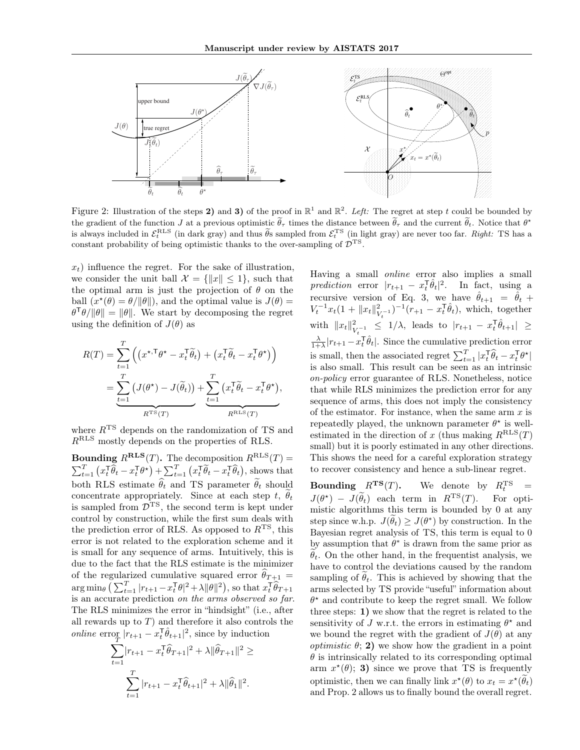Figure 2: Illustration of the steps **2)** and **3)** of the proof in $\mathbb{R}^1$ and $\mathbb{R}^2$. *Left:* The regret at step $t$ could be bounded by the gradient of the function $J$ at a previous optimistic $\widetilde{\theta}_\tau$ times the distance between $\widetilde{\theta}_\tau$ and the current $\widetilde{\theta}_t$. Notice that $\theta^\star$ is always included in $\mathcal{E}_t^{\text{RLS}}$ (in dark gray) and thus $\widetilde{\theta}$s sampled from $\mathcal{E}_t^{\text{TS}}$ (in light gray) are never too far. *Right:* TS has a constant probability of being optimistic thanks to the over-sampling of $\mathcal{D}^{\text{TS}}$.

$x_t$) influence the regret. For the sake of illustration, we consider the unit ball $\mathcal{X} = \{\|x\| \leq 1\}$, such that the optimal arm is just the projection of $\theta$ on the ball ($x^\star(\theta) = \theta/\|\theta\|$), and the optimal value is $J(\theta) = \theta^\mathsf{T}\theta/\|\theta\| = \|\theta\|$. We start by decomposing the regret using the definition of $J(\theta)$ as

$$
\begin{aligned}
R(T) &= \sum_{t=1}^{T} \Big( \big(x^{\star,\mathsf{T}}\theta^\star - x_t^\mathsf{T}\widetilde{\theta}_t\big) + \big(x_t^\mathsf{T}\widetilde{\theta}_t - x_t^\mathsf{T}\theta^\star\big) \Big) \\
&= \underbrace{\sum_{t=1}^{T} \big(J(\theta^\star) - J(\widetilde{\theta}_t)\big)}_{R^{\text{TS}}(T)} + \underbrace{\sum_{t=1}^{T} \big(x_t^\mathsf{T}\widetilde{\theta}_t - x_t^\mathsf{T}\theta^\star\big)}_{R^{\text{RLS}}(T)},
\end{aligned}
$$

where $R^{\text{TS}}$ depends on the randomization of TS and $R^{\text{RLS}}$ mostly depends on the properties of RLS.

**Bounding $R^{\text{RLS}}(T)$.** The decomposition $R^{\text{RLS}}(T) = \sum_{t=1}^{T} \big(x_t^\mathsf{T}\widehat{\theta}_t - x_t^\mathsf{T}\theta^\star\big) + \sum_{t=1}^{T} \big(x_t^\mathsf{T}\widetilde{\theta}_t - x_t^\mathsf{T}\widehat{\theta}_t\big)$, shows that both RLS estimate $\widehat{\theta}_t$ and TS parameter $\widetilde{\theta}_t$ should concentrate appropriately. Since at each step $t$, $\widetilde{\theta}_t$ is sampled from $\mathcal{D}^{\text{TS}}$, the second term is kept under control by construction, while the first sum deals with the prediction error of RLS. As opposed to $R^{\text{TS}}$, this error is not related to the exploration scheme and it is small for any sequence of arms. Intuitively, this is due to the fact that the RLS estimate is the minimizer of the regularized cumulative squared error $\widehat{\theta}_{T+1} = \arg\min_\theta \big(\sum_{t=1}^{T} |r_{t+1} - x_t^\mathsf{T}\theta|^2 + \lambda\|\theta\|^2\big)$, so that $x_t^\mathsf{T}\widehat{\theta}_{T+1}$ is an accurate prediction *on the arms observed so far*. The RLS minimizes the error in "hindsight" (i.e., after all rewards up to $T$) and therefore it also controls the *online* error $|r_{t+1} - x_t^\mathsf{T}\hat{\theta}_{t+1}|^2$, since by induction

$$
\sum_{t=1}^{T} |r_{t+1} - x_t^\mathsf{T}\widehat{\theta}_{T+1}|^2 + \lambda\|\widehat{\theta}_{T+1}\|^2 \geq \sum_{t=1}^{T} |r_{t+1} - x_t^\mathsf{T}\widehat{\theta}_{t+1}|^2 + \lambda\|\widehat{\theta}_1\|^2.
$$

Having a small *online* error also implies a small *prediction* error $|r_{t+1} - x_t^\mathsf{T}\hat{\theta}_t|^2$. In fact, using a recursive version of Eq. 3, we have $\hat{\theta}_{t+1} = \hat{\theta}_t + V_t^{-1}x_t(1 + \|x_t\|^2_{V_t^{-1}})^{-1}(r_{+1} - x_t^\mathsf{T}\hat{\theta}_t)$, which, together with $\|x_t\|^2_{V_t^{-1}} \leq 1/\lambda$, leads to $|r_{t+1} - x_t^\mathsf{T}\hat{\theta}_{t+1}| \geq \frac{\lambda}{1+\lambda}|r_{t+1} - x_t^\mathsf{T}\hat{\theta}_t|$. Since the cumulative prediction error is small, then the associated regret $\sum_{t=1}^{T} |x_t^\mathsf{T}\widehat{\theta}_t - x_t^\mathsf{T}\theta^\star|$ is also small. This result can be seen as an intrinsic *on-policy* error guarantee of RLS. Nonetheless, notice that while RLS minimizes the prediction error for any sequence of arms, this does not imply the consistency of the estimator. For instance, when the same arm $x$ is repeatedly played, the unknown parameter $\theta^\star$ is well-estimated in the direction of $x$ (thus making $R^{\text{RLS}}(T)$ small) but it is poorly estimated in any other directions. This shows the need for a careful exploration strategy to recover consistency and hence a sub-linear regret.

**Bounding $R^{\text{TS}}(T)$.** We denote by $R_t^{\text{TS}} = J(\theta^\star) - J(\widetilde{\theta}_t)$ each term in $R^{\text{TS}}(T)$. For optimistic algorithms this term is bounded by 0 at any step since w.h.p. $J(\widetilde{\theta}_t) \geq J(\theta^*)$ by construction. In the Bayesian regret analysis of TS, this term is equal to 0 by assumption that $\theta^*$ is drawn from the same prior as $\widetilde{\theta}_t$. On the other hand, in the frequentist analysis, we have to control the deviations caused by the random sampling of $\widetilde{\theta}_t$. This is achieved by showing that the arms selected by TS provide "useful" information about $\theta^\star$ and contribute to keep the regret small. We follow three steps: **1)** we show that the regret is related to the sensitivity of $J$ w.r.t. the errors in estimating $\theta^\star$ and we bound the regret with the gradient of $J(\theta)$ at any *optimistic* $\theta$; **2)** we show how the gradient in a point $\theta$ is intrinsically related to its corresponding optimal arm $x^\star(\theta)$; **3)** since we prove that TS is frequently optimistic, then we can finally link $x^\star(\theta)$ to $x_t = x^\star(\widetilde{\theta}_t)$ and Prop. 2 allows us to finally bound the overall regret.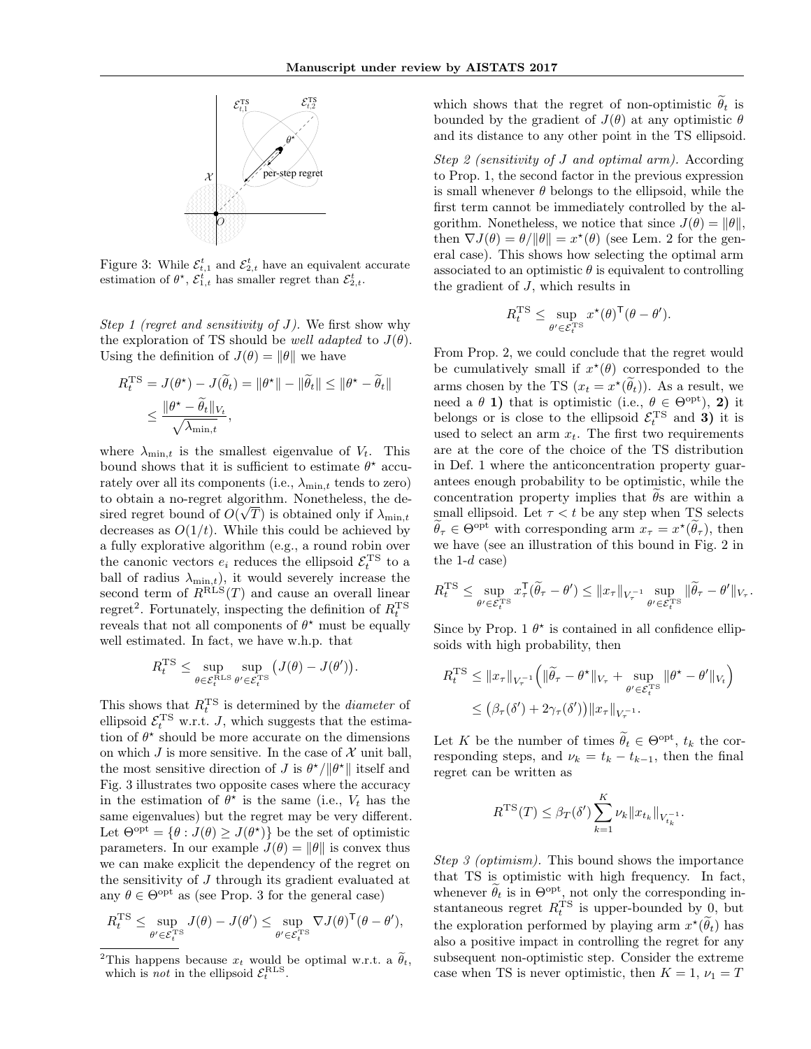Figure 3: While $\mathcal{E}_{t,1}^{t}$ and $\mathcal{E}_{2,t}^{t}$ have an equivalent accurate estimation of $\theta^\star$, $\mathcal{E}_{1,t}^{t}$ has smaller regret than $\mathcal{E}_{2,t}^{t}$.

*Step 1 (regret and sensitivity of $J$).* We first show why the exploration of TS should be *well adapted* to $J(\theta)$. Using the definition of $J(\theta) = \|\theta\|$ we have

$$R_t^{\text{TS}} = J(\theta^\star) - J(\widetilde{\theta}_t) = \|\theta^\star\| - \|\widetilde{\theta}_t\| \leq \|\theta^\star - \widetilde{\theta}_t\| \leq \frac{\|\theta^\star - \widetilde{\theta}_t\|_{V_t}}{\sqrt{\lambda_{\min,t}}},$$

where $\lambda_{\min,t}$ is the smallest eigenvalue of $V_t$. This bound shows that it is sufficient to estimate $\theta^\star$ accurately over all its components (i.e., $\lambda_{\min,t}$ tends to zero) to obtain a no-regret algorithm. Nonetheless, the desired regret bound of $O(\sqrt{T})$ is obtained only if $\lambda_{\min,t}$ decreases as $O(1/t)$. While this could be achieved by a fully explorative algorithm (e.g., a round robin over the canonic vectors $e_i$ reduces the ellipsoid $\mathcal{E}_t^{\text{TS}}$ to a ball of radius $\lambda_{\min,t}$), it would severely increase the second term of $R^{\text{RLS}}(T)$ and cause an overall linear regret[2]. Fortunately, inspecting the definition of $R_t^{\text{TS}}$ reveals that not all components of $\theta^\star$ must be equally well estimated. In fact, we have w.h.p. that

$$R_t^{\text{TS}} \leq \sup_{\theta \in \mathcal{E}_t^{\text{RLS}}} \sup_{\theta' \in \mathcal{E}_t^{\text{TS}}} \big(J(\theta) - J(\theta')\big).$$

This shows that $R_t^{\text{TS}}$ is determined by the *diameter* of ellipsoid $\mathcal{E}_t^{\text{TS}}$ w.r.t. $J$, which suggests that the estimation of $\theta^\star$ should be more accurate on the dimensions on which $J$ is more sensitive. In the case of $\mathcal{X}$ unit ball, the most sensitive direction of $J$ is $\theta^\star/\|\theta^\star\|$ itself and Fig. 3 illustrates two opposite cases where the accuracy in the estimation of $\theta^\star$ is the same (i.e., $V_t$ has the same eigenvalues) but the regret may be very different. Let $\Theta^{\text{opt}} = \{\theta : J(\theta) \geq J(\theta^\star)\}$ be the set of optimistic parameters. In our example $J(\theta) = \|\theta\|$ is convex thus we can make explicit the dependency of the regret on the sensitivity of $J$ through its gradient evaluated at any $\theta \in \Theta^{\text{opt}}$ as (see Prop. 3 for the general case)

$$R_t^{\text{TS}} \leq \sup_{\theta' \in \mathcal{E}_t^{\text{TS}}} J(\theta) - J(\theta') \leq \sup_{\theta' \in \mathcal{E}_t^{\text{TS}}} \nabla J(\theta)^\mathsf{T}(\theta - \theta'),$$

which shows that the regret of non-optimistic $\widetilde{\theta}_t$ is bounded by the gradient of $J(\theta)$ at any optimistic $\theta$ and its distance to any other point in the TS ellipsoid.

*Step 2 (sensitivity of $J$ and optimal arm).* According to Prop. 1, the second factor in the previous expression is small whenever $\theta$ belongs to the ellipsoid, while the first term cannot be immediately controlled by the algorithm. Nonetheless, we notice that since $J(\theta) = \|\theta\|$, then $\nabla J(\theta) = \theta/\|\theta\| = x^\star(\theta)$ (see Lem. 2 for the general case). This shows how selecting the optimal arm associated to an optimistic $\theta$ is equivalent to controlling the gradient of $J$, which results in

$$R_t^{\text{TS}} \leq \sup_{\theta' \in \mathcal{E}_t^{\text{TS}}} x^\star(\theta)^\mathsf{T}(\theta - \theta').$$

From Prop. 2, we could conclude that the regret would be cumulatively small if $x^\star(\theta)$ corresponded to the arms chosen by the TS ($x_t = x^\star(\widetilde{\theta}_t)$). As a result, we need a $\theta$ **1)** that is optimistic (i.e., $\theta \in \Theta^{\text{opt}}$), **2)** it belongs or is close to the ellipsoid $\mathcal{E}_t^{\text{TS}}$ and **3)** it is used to select an arm $x_t$. The first two requirements are at the core of the choice of the TS distribution in Def. 1 where the anticoncentration property guarantees enough probability to be optimistic, while the concentration property implies that $\widetilde{\theta}$s are within a small ellipsoid. Let $\tau < t$ be any step when TS selects $\widetilde{\theta}_\tau \in \Theta^{\text{opt}}$ with corresponding arm $x_\tau = x^\star(\widetilde{\theta}_\tau)$, then we have (see an illustration of this bound in Fig. 2 in the 1-$d$ case)

$$R_t^{\text{TS}} \leq \sup_{\theta' \in \mathcal{E}_t^{\text{TS}}} x_\tau^\mathsf{T}(\widetilde{\theta}_\tau - \theta') \leq \|x_\tau\|_{V_\tau^{-1}} \sup_{\theta' \in \mathcal{E}_t^{\text{TS}}} \|\widetilde{\theta}_\tau - \theta'\|_{V_\tau}.$$

Since by Prop. 1 $\theta^\star$ is contained in all confidence ellipsoids with high probability, then

$$R_t^{\text{TS}} \leq \|x_\tau\|_{V_\tau^{-1}} \Big( \|\widetilde{\theta}_\tau - \theta^\star\|_{V_\tau} + \sup_{\theta' \in \mathcal{E}_t^{\text{TS}}} \|\theta^\star - \theta'\|_{V_t} \Big) \leq \big(\beta_\tau(\delta') + 2\gamma_\tau(\delta')\big) \|x_\tau\|_{V_\tau^{-1}}.$$

Let $K$ be the number of times $\widetilde{\theta}_t \in \Theta^{\text{opt}}$, $t_k$ the corresponding steps, and $\nu_k = t_k - t_{k-1}$, then the final regret can be written as

$$R^{\text{TS}}(T) \leq \beta_T(\delta') \sum_{k=1}^{K} \nu_k \|x_{t_k}\|_{V_{t_k}^{-1}}.$$

*Step 3 (optimism).* This bound shows the importance that TS is optimistic with high frequency. In fact, whenever $\widetilde{\theta}_t$ is in $\Theta^{\text{opt}}$, not only the corresponding instantaneous regret $R_t^{\text{TS}}$ is upper-bounded by 0, but the exploration performed by playing arm $x^\star(\widetilde{\theta}_t)$ has also a positive impact in controlling the regret for any subsequent non-optimistic step. Consider the extreme case when TS is never optimistic, then $K = 1$, $\nu_1 = T$

[2] This happens because $x_t$ would be optimal w.r.t. a $\widetilde{\theta}_t$, which is *not* in the ellipsoid $\mathcal{E}_t^{\text{RLS}}$.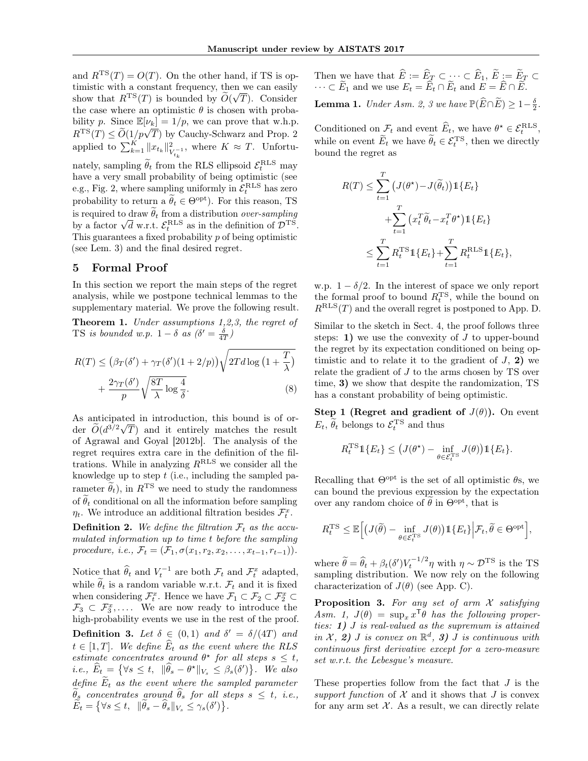and $R^{\text{TS}}(T) = O(T)$. On the other hand, if TS is optimistic with a constant frequency, then we can easily show that $R^{\text{TS}}(T)$ is bounded by $\widetilde{O}(\sqrt{T})$. Consider the case where an optimistic $\theta$ is chosen with probability $p$. Since $\mathbb{E}[\nu_k] = 1/p$, we can prove that w.h.p. $R^{\text{TS}}(T) \leq \widetilde{O}(1/p\sqrt{T})$ by Cauchy-Schwarz and Prop. 2 applied to $\sum_{k=1}^{K} \|x_{t_k}\|^2_{V_{t_k}^{-1}}$, where $K \approx T$. Unfortunately, sampling $\widetilde{\theta}_t$ from the RLS ellipsoid $\mathcal{E}_t^{\text{RLS}}$ may have a very small probability of being optimistic (see e.g., Fig. 2, where sampling uniformly in $\mathcal{E}_t^{\text{RLS}}$ has zero probability to return a $\widetilde{\theta}_t \in \Theta^{\text{opt}}$). For this reason, TS is required to draw $\widetilde{\theta}_t$ from a distribution *over-sampling* by a factor $\sqrt{d}$ w.r.t. $\mathcal{E}_t^{\text{RLS}}$ as in the definition of $\mathcal{D}^{\text{TS}}$. This guarantees a fixed probability $p$ of being optimistic (see Lem. 3) and the final desired regret.

## 5 Formal Proof

In this section we report the main steps of the regret analysis, while we postpone technical lemmas to the supplementary material. We prove the following result.

**Theorem 1.** *Under assumptions 1,2,3, the regret of* TS *is bounded w.p.* $1-\delta$ *as* ($\delta' = \frac{\delta}{4T}$)

$$R(T) \leq \big(\beta_T(\delta') + \gamma_T(\delta')(1+2/p)\big)\sqrt{2Td\log\big(1+\frac{T}{\lambda}\big)} + \frac{2\gamma_T(\delta')}{p}\sqrt{\frac{8T}{\lambda}\log\frac{4}{\delta}}. \tag{8}$$

As anticipated in introduction, this bound is of order $\widetilde{O}(d^{3/2}\sqrt{T})$ and it entirely matches the result of Agrawal and Goyal [2012b]. The analysis of the regret requires extra care in the definition of the filtrations. While in analyzing $R^{\text{RLS}}$ we consider all the knowledge up to step $t$ (i.e., including the sampled parameter $\widetilde{\theta}_t$), in $R^{\text{TS}}$ we need to study the randomness of $\widetilde{\theta}_t$ conditional on all the information before sampling $\eta_t$. We introduce an additional filtration besides $\mathcal{F}_t^x$.

**Definition 2.** *We define the filtration $\mathcal{F}_t$ as the accumulated information up to time $t$ before the sampling procedure, i.e., $\mathcal{F}_t = (\mathcal{F}_1, \sigma(x_1, r_2, x_2, \ldots, x_{t-1}, r_{t-1}))$.*

Notice that $\widehat{\theta}_t$ and $V_t^{-1}$ are both $\mathcal{F}_t$ and $\mathcal{F}_t^x$ adapted, while $\widetilde{\theta}_t$ is a random variable w.r.t. $\mathcal{F}_t$ and it is fixed when considering $\mathcal{F}_t^x$. Hence we have $\mathcal{F}_1 \subset \mathcal{F}_2 \subset \mathcal{F}_2^x \subset \mathcal{F}_3 \subset \mathcal{F}_3^x, \ldots$. We are now ready to introduce the high-probability events we use in the rest of the proof.

**Definition 3.** *Let $\delta \in (0,1)$ and $\delta' = \delta/(4T)$ and $t \in [1, T]$. We define $\widehat{E}_t$ as the event where the RLS estimate concentrates around $\theta^\star$ for all steps $s \leq t$, i.e., $\widehat{E}_t = \big\{\forall s \leq t, \;\; \|\widehat{\theta}_s - \theta^\star\|_{V_s} \leq \beta_s(\delta')\big\}$. We also define $\widetilde{E}_t$ as the event where the sampled parameter $\widetilde{\theta}_s$ concentrates around $\widehat{\theta}_s$ for all steps $s \leq t$, i.e., $\widetilde{E}_t = \big\{\forall s \leq t, \;\; \|\widetilde{\theta}_s - \widehat{\theta}_s\|_{V_s} \leq \gamma_s(\delta')\big\}$.*

Then we have that $\widehat{E} := \widehat{E}_T \subset \cdots \subset \widehat{E}_1$, $\widetilde{E} := \widetilde{E}_T \subset \cdots \subset \widetilde{E}_1$ and we use $E_t = \widehat{E}_t \cap \widetilde{E}_t$ and $E = \widehat{E} \cap \widetilde{E}$.

**Lemma 1.** *Under Asm. 2, 3 we have $\mathbb{P}(\widehat{E} \cap \widetilde{E}) \geq 1 - \frac{\delta}{2}$.*

Conditioned on $\mathcal{F}_t$ and event $\widehat{E}_t$, we have $\theta^\star \in \mathcal{E}_t^{\text{RLS}}$, while on event $\widetilde{E}_t$ we have $\widetilde{\theta}_t \in \mathcal{E}_t^{\text{TS}}$, then we directly bound the regret as

$$\begin{aligned} R(T) &\leq \sum_{t=1}^{T}\big(J(\theta^\star) - J(\widetilde{\theta}_t)\big)\mathbb{1}\{E_t\} \\ &\quad + \sum_{t=1}^{T}\big(x_t^T\widetilde{\theta}_t - x_t^T\theta^\star\big)\mathbb{1}\{E_t\} \\ &\leq \sum_{t=1}^{T} R_t^{\text{TS}}\mathbb{1}\{E_t\} + \sum_{t=1}^{T} R_t^{\text{RLS}}\mathbb{1}\{E_t\}, \end{aligned}$$

w.p. $1-\delta/2$. In the interest of space we only report the formal proof to bound $R_t^{\text{TS}}$, while the bound on $R^{\text{RLS}}(T)$ and the overall regret is postponed to App. D.

Similar to the sketch in Sect. 4, the proof follows three steps: **1)** we use the convexity of $J$ to upper-bound the regret by its expectation conditioned on being optimistic and to relate it to the gradient of $J$, **2)** we relate the gradient of $J$ to the arms chosen by TS over time, **3)** we show that despite the randomization, TS has a constant probability of being optimistic.

**Step 1 (Regret and gradient of $J(\theta)$).** On event $E_t$, $\widetilde{\theta}_t$ belongs to $\mathcal{E}_t^{\text{TS}}$ and thus

$$R_t^{\text{TS}}\mathbb{1}\{E_t\} \leq \big(J(\theta^\star) - \inf_{\theta \in \mathcal{E}_t^{\text{TS}}} J(\theta)\big)\mathbb{1}\{E_t\}.$$

Recalling that $\Theta^{\text{opt}}$ is the set of all optimistic $\theta$s, we can bound the previous expression by the expectation over any random choice of $\widetilde{\theta}$ in $\Theta^{\text{opt}}$, that is

$$R_t^{\text{TS}} \leq \mathbb{E}\Big[\big(J(\widetilde{\theta}) - \inf_{\theta \in \mathcal{E}_t^{\text{TS}}} J(\theta)\big)\mathbb{1}\{E_t\}\Big|\mathcal{F}_t, \widetilde{\theta} \in \Theta^{\text{opt}}\Big],$$

where $\widetilde{\theta} = \widehat{\theta}_t + \beta_t(\delta')V_t^{-1/2}\eta$ with $\eta \sim \mathcal{D}^{\text{TS}}$ is the TS sampling distribution. We now rely on the following characterization of $J(\theta)$ (see App. C).

**Proposition 3.** *For any set of arm $\mathcal{X}$ satisfying Asm. 1, $J(\theta) = \sup_x x^\mathsf{T}\theta$ has the following properties: **1)** $J$ is real-valued as the supremum is attained in $\mathcal{X}$, **2)** $J$ is convex on $\mathbb{R}^d$, **3)** $J$ is continuous with continuous first derivative except for a zero-measure set w.r.t. the Lebesgue's measure.*

These properties follow from the fact that $J$ is the *support function* of $\mathcal{X}$ and it shows that $J$ is convex for any arm set $\mathcal{X}$. As a result, we can directly relate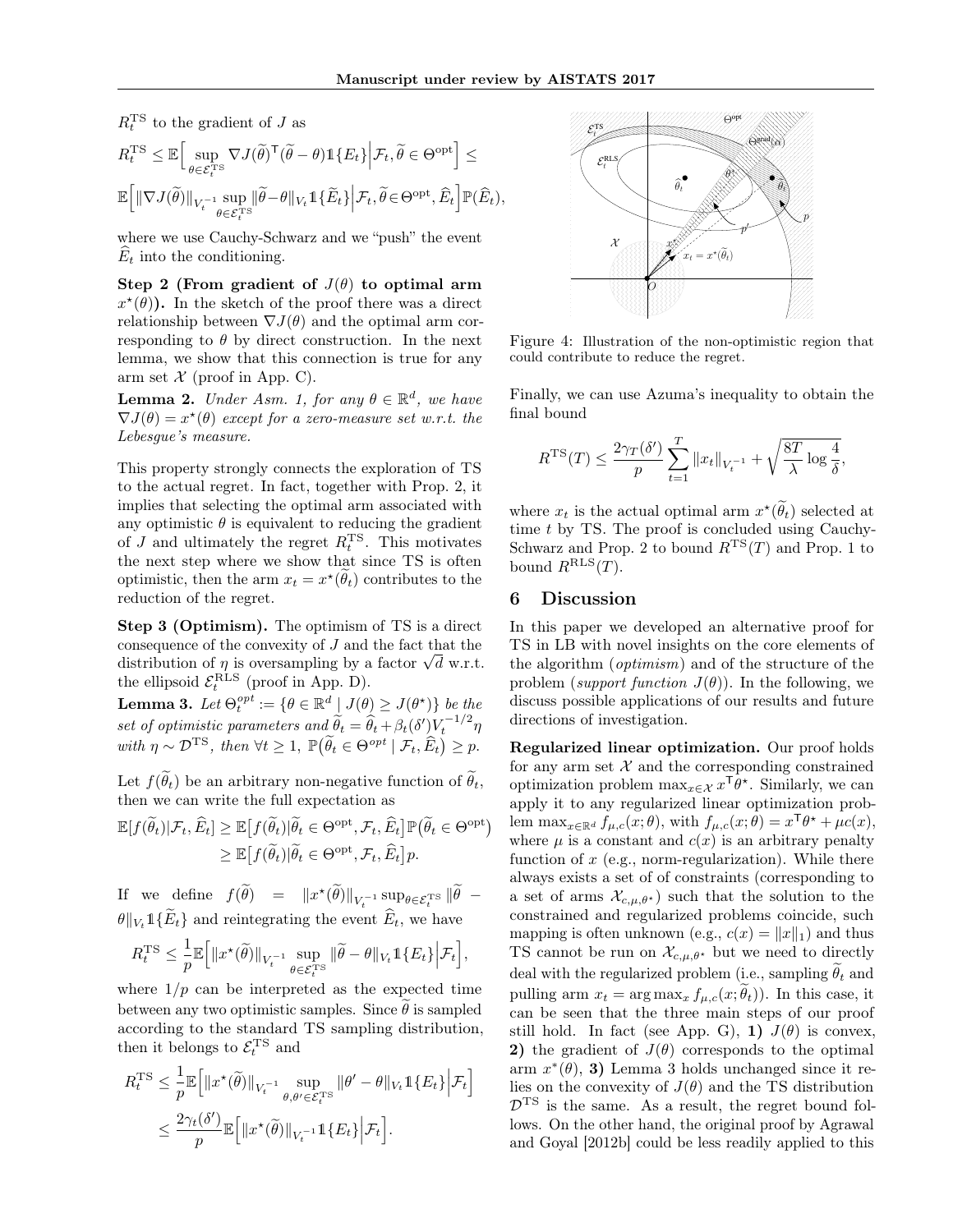$R_t^{\text{TS}}$ to the gradient of $J$ as

$$R_t^{\text{TS}} \leq \mathbb{E}\Big[\sup_{\theta\in\mathcal{E}_t^{\text{TS}}} \nabla J(\widetilde{\theta})^\mathsf{T}(\widetilde{\theta}-\theta)\mathbb{1}\{E_t\}\Big|\mathcal{F}_t, \widetilde{\theta}\in\Theta^{\text{opt}}\Big] \leq$$

$$\mathbb{E}\Big[\|\nabla J(\widetilde{\theta})\|_{V_t^{-1}} \sup_{\theta\in\mathcal{E}_t^{\text{TS}}}\|\widetilde{\theta}-\theta\|_{V_t}\mathbb{1}\{\widetilde{E}_t\}\Big|\mathcal{F}_t, \widetilde{\theta}\in\Theta^{\text{opt}}, \widehat{E}_t\Big]\mathbb{P}(\widehat{E}_t),$$

where we use Cauchy-Schwarz and we "push" the event $\widehat{E}_t$ into the conditioning.

**Step 2 (From gradient of $J(\theta)$ to optimal arm $x^\star(\theta)$).** In the sketch of the proof there was a direct relationship between $\nabla J(\theta)$ and the optimal arm corresponding to $\theta$ by direct construction. In the next lemma, we show that this connection is true for any arm set $\mathcal{X}$ (proof in App. C).

**Lemma 2.** *Under Asm. 1, for any $\theta\in\mathbb{R}^d$, we have $\nabla J(\theta) = x^\star(\theta)$ except for a zero-measure set w.r.t. the Lebesgue's measure.*

This property strongly connects the exploration of TS to the actual regret. In fact, together with Prop. 2, it implies that selecting the optimal arm associated with any optimistic $\theta$ is equivalent to reducing the gradient of $J$ and ultimately the regret $R_t^{\text{TS}}$. This motivates the next step where we show that since TS is often optimistic, then the arm $x_t = x^\star(\widetilde{\theta}_t)$ contributes to the reduction of the regret.

**Step 3 (Optimism).** The optimism of TS is a direct consequence of the convexity of $J$ and the fact that the distribution of $\eta$ is oversampling by a factor $\sqrt{d}$ w.r.t. the ellipsoid $\mathcal{E}_t^{\text{RLS}}$ (proof in App. D).

**Lemma 3.** *Let $\Theta_t^{opt} := \{\theta\in\mathbb{R}^d \mid J(\theta)\geq J(\theta^\star)\}$ be the set of optimistic parameters and $\widetilde{\theta}_t = \widehat{\theta}_t + \beta_t(\delta')V_t^{-1/2}\eta$ with $\eta\sim\mathcal{D}^{\text{TS}}$, then $\forall t\geq 1$, $\mathbb{P}\big(\widetilde{\theta}_t\in\Theta^{opt}\mid\mathcal{F}_t,\widehat{E}_t\big)\geq p$.*

Let $f(\widetilde{\theta}_t)$ be an arbitrary non-negative function of $\widetilde{\theta}_t$, then we can write the full expectation as

$$\begin{aligned}\mathbb{E}[f(\widetilde{\theta}_t)|\mathcal{F}_t,\widehat{E}_t] &\geq \mathbb{E}\big[f(\widetilde{\theta}_t)|\widetilde{\theta}_t\in\Theta^{\text{opt}},\mathcal{F}_t,\widehat{E}_t\big]\mathbb{P}\big(\widetilde{\theta}_t\in\Theta^{\text{opt}}\big)\\ &\geq \mathbb{E}\big[f(\widetilde{\theta}_t)|\widetilde{\theta}_t\in\Theta^{\text{opt}},\mathcal{F}_t,\widehat{E}_t\big]p.\end{aligned}$$

If we define $f(\widetilde{\theta}) = \|x^\star(\widetilde{\theta})\|_{V_t^{-1}}\sup_{\theta\in\mathcal{E}_t^{\text{TS}}}\|\widetilde{\theta}-\theta\|_{V_t}\mathbb{1}\{\widetilde{E}_t\}$ and reintegrating the event $\widehat{E}_t$, we have

$$R_t^{\text{TS}} \leq \frac{1}{p}\mathbb{E}\Big[\|x^\star(\widetilde{\theta})\|_{V_t^{-1}}\sup_{\theta\in\mathcal{E}_t^{\text{TS}}}\|\widetilde{\theta}-\theta\|_{V_t}\mathbb{1}\{E_t\}\Big|\mathcal{F}_t\Big],$$

where $1/p$ can be interpreted as the expected time between any two optimistic samples. Since $\widetilde{\theta}$ is sampled according to the standard TS sampling distribution, then it belongs to $\mathcal{E}_t^{\text{TS}}$ and

$$\begin{aligned}R_t^{\text{TS}} &\leq \frac{1}{p}\mathbb{E}\Big[\|x^\star(\widetilde{\theta})\|_{V_t^{-1}}\sup_{\theta,\theta'\in\mathcal{E}_t^{\text{TS}}}\|\theta'-\theta\|_{V_t}\mathbb{1}\{E_t\}\Big|\mathcal{F}_t\Big]\\ &\leq \frac{2\gamma_t(\delta')}{p}\mathbb{E}\Big[\|x^\star(\widetilde{\theta})\|_{V_t^{-1}}\mathbb{1}\{E_t\}\Big|\mathcal{F}_t\Big].\end{aligned}$$

Figure 4: Illustration of the non-optimistic region that could contribute to reduce the regret.

Finally, we can use Azuma's inequality to obtain the final bound

$$R^{\text{TS}}(T) \leq \frac{2\gamma_T(\delta')}{p}\sum_{t=1}^T\|x_t\|_{V_t^{-1}} + \sqrt{\frac{8T}{\lambda}\log\frac{4}{\delta}},$$

where $x_t$ is the actual optimal arm $x^\star(\widetilde{\theta}_t)$ selected at time $t$ by TS. The proof is concluded using Cauchy-Schwarz and Prop. 2 to bound $R^{\text{TS}}(T)$ and Prop. 1 to bound $R^{\text{RLS}}(T)$.

## 6 Discussion

In this paper we developed an alternative proof for TS in LB with novel insights on the core elements of the algorithm (*optimism*) and of the structure of the problem (*support function* $J(\theta)$). In the following, we discuss possible applications of our results and future directions of investigation.

**Regularized linear optimization.** Our proof holds for any arm set $\mathcal{X}$ and the corresponding constrained optimization problem $\max_{x\in\mathcal{X}} x^\mathsf{T}\theta^\star$. Similarly, we can apply it to any regularized linear optimization problem $\max_{x\in\mathbb{R}^d} f_{\mu,c}(x;\theta)$, with $f_{\mu,c}(x;\theta) = x^\mathsf{T}\theta^\star + \mu c(x)$, where $\mu$ is a constant and $c(x)$ is an arbitrary penalty function of $x$ (e.g., norm-regularization). While there always exists a set of constraints (corresponding to a set of arms $\mathcal{X}_{c,\mu,\theta^\star}$) such that the solution to the constrained and regularized problems coincide, such mapping is often unknown (e.g., $c(x) = \|x\|_1$) and thus TS cannot be run on $\mathcal{X}_{c,\mu,\theta^\star}$ but we need to directly deal with the regularized problem (i.e., sampling $\widetilde{\theta}_t$ and pulling arm $x_t = \arg\max_x f_{\mu,c}(x;\widetilde{\theta}_t)$). In this case, it can be seen that the three main steps of our proof still hold. In fact (see App. G), **1)** $J(\theta)$ is convex, **2)** the gradient of $J(\theta)$ corresponds to the optimal arm $x^*(\theta)$, **3)** Lemma 3 holds unchanged since it relies on the convexity of $J(\theta)$ and the TS distribution $\mathcal{D}^{\text{TS}}$ is the same. As a result, the regret bound follows. On the other hand, the original proof by Agrawal and Goyal [2012b] could be less readily applied to this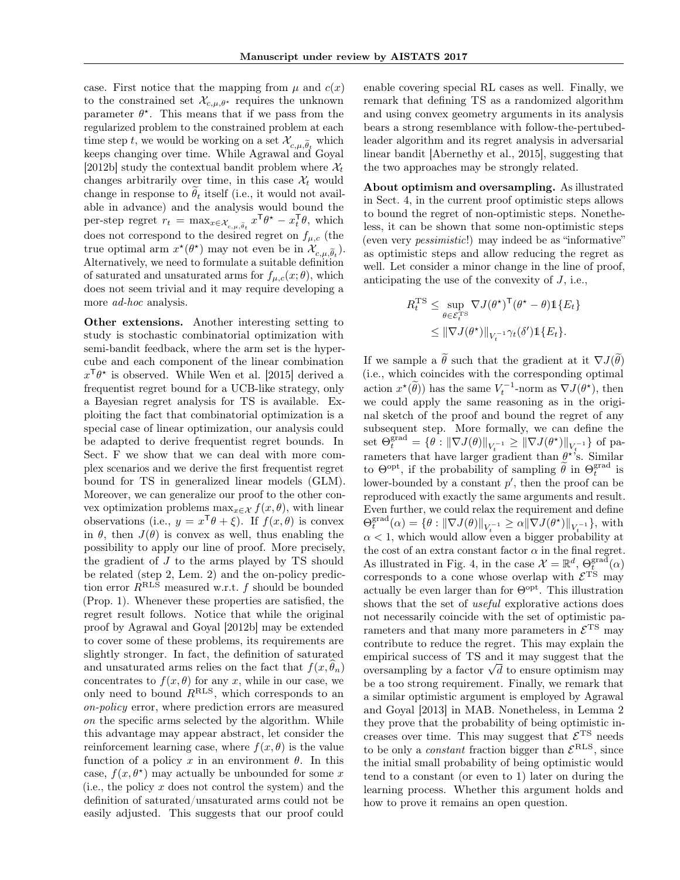case. First notice that the mapping from $\mu$ and $c(x)$ to the constrained set $\mathcal{X}_{c,\mu,\theta^\star}$ requires the unknown parameter $\theta^\star$. This means that if we pass from the regularized problem to the constrained problem at each time step $t$, we would be working on a set $\mathcal{X}_{c,\mu,\widetilde{\theta}_t}$ which keeps changing over time. While Agrawal and Goyal [2012b] study the contextual bandit problem where $\mathcal{X}_t$ changes arbitrarily over time, in this case $\mathcal{X}_t$ would change in response to $\widetilde{\theta}_t$ itself (i.e., it would not available in advance) and the analysis would bound the per-step regret $r_t = \max_{x \in \mathcal{X}_{c,\mu,\widetilde{\theta}_t}} x^\mathsf{T}\theta^\star - x_t^\mathsf{T}\theta$, which does not correspond to the desired regret on $f_{\mu,c}$ (the true optimal arm $x^\star(\theta^\star)$ may not even be in $\mathcal{X}_{c,\mu,\widetilde{\theta}_t}$). Alternatively, we need to formulate a suitable definition of saturated and unsaturated arms for $f_{\mu,c}(x;\theta)$, which does not seem trivial and it may require developing a more *ad-hoc* analysis.

**Other extensions.** Another interesting setting to study is stochastic combinatorial optimization with semi-bandit feedback, where the arm set is the hypercube and each component of the linear combination $x^\mathsf{T}\theta^\star$ is observed. While Wen et al. [2015] derived a frequentist regret bound for a UCB-like strategy, only a Bayesian regret analysis for TS is available. Exploiting the fact that combinatorial optimization is a special case of linear optimization, our analysis could be adapted to derive frequentist regret bounds. In Sect. F we show that we can deal with more complex scenarios and we derive the first frequentist regret bound for TS in generalized linear models (GLM). Moreover, we can generalize our proof to the other convex optimization problems $\max_{x\in\mathcal{X}} f(x,\theta)$, with linear observations (i.e., $y = x^\mathsf{T}\theta + \xi$). If $f(x,\theta)$ is convex in $\theta$, then $J(\theta)$ is convex as well, thus enabling the possibility to apply our line of proof. More precisely, the gradient of $J$ to the arms played by TS should be related (step 2, Lem. 2) and the on-policy prediction error $R^{\text{RLS}}$ measured w.r.t. $f$ should be bounded (Prop. 1). Whenever these properties are satisfied, the regret result follows. Notice that while the original proof by Agrawal and Goyal [2012b] may be extended to cover some of these problems, its requirements are slightly stronger. In fact, the definition of saturated and unsaturated arms relies on the fact that $f(x,\widehat{\theta}_n)$ concentrates to $f(x,\theta)$ for any $x$, while in our case, we only need to bound $R^{\text{RLS}}$, which corresponds to an *on-policy* error, where prediction errors are measured *on* the specific arms selected by the algorithm. While this advantage may appear abstract, let consider the reinforcement learning case, where $f(x,\theta)$ is the value function of a policy $x$ in an environment $\theta$. In this case, $f(x,\theta^\star)$ may actually be unbounded for some $x$ (i.e., the policy $x$ does not control the system) and the definition of saturated/unsaturated arms could not be easily adjusted. This suggests that our proof could enable covering special RL cases as well. Finally, we remark that defining TS as a randomized algorithm and using convex geometry arguments in its analysis bears a strong resemblance with follow-the-pertubed-leader algorithm and its regret analysis in adversarial linear bandit [Abernethy et al., 2015], suggesting that the two approaches may be strongly related.

**About optimism and oversampling.** As illustrated in Sect. 4, in the current proof optimistic steps allows to bound the regret of non-optimistic steps. Nonetheless, it can be shown that some non-optimistic steps (even very *pessimistic*!) may indeed be as "informative" as optimistic steps and allow reducing the regret as well. Let consider a minor change in the line of proof, anticipating the use of the convexity of $J$, i.e.,

$$
\begin{aligned}
R_t^{\text{TS}} &\le \sup_{\theta\in\mathcal{E}_t^{\text{TS}}} \nabla J(\theta^\star)^\mathsf{T}(\theta^\star - \theta)\mathbb{1}\{E_t\} \\
&\le \|\nabla J(\theta^\star)\|_{V_t^{-1}}\gamma_t(\delta')\mathbb{1}\{E_t\}.
\end{aligned}
$$

If we sample a $\widetilde{\theta}$ such that the gradient at it $\nabla J(\widetilde{\theta})$ (i.e., which coincides with the corresponding optimal action $x^\star(\widetilde{\theta})$) has the same $V_t^{-1}$-norm as $\nabla J(\theta^\star)$, then we could apply the same reasoning as in the original sketch of the proof and bound the regret of any subsequent step. More formally, we can define the set $\Theta_t^{\text{grad}} = \{\theta : \|\nabla J(\theta)\|_{V_t^{-1}} \ge \|\nabla J(\theta^\star)\|_{V_t^{-1}}\}$ of parameters that have larger gradient than $\theta^\star$'s. Similar to $\Theta^{\text{opt}}$, if the probability of sampling $\widetilde{\theta}$ in $\Theta_t^{\text{grad}}$ is lower-bounded by a constant $p'$, then the proof can be reproduced with exactly the same arguments and result. Even further, we could relax the requirement and define $\Theta_t^{\text{grad}}(\alpha) = \{\theta : \|\nabla J(\theta)\|_{V_t^{-1}} \ge \alpha\|\nabla J(\theta^\star)\|_{V_t^{-1}}\}$, with $\alpha < 1$, which would allow even a bigger probability at the cost of an extra constant factor $\alpha$ in the final regret. As illustrated in Fig. 4, in the case $\mathcal{X} = \mathbb{R}^d$, $\Theta_t^{\text{grad}}(\alpha)$ corresponds to a cone whose overlap with $\mathcal{E}^{\text{TS}}$ may actually be even larger than for $\Theta^{\text{opt}}$. This illustration shows that the set of *useful* explorative actions does not necessarily coincide with the set of optimistic parameters and that many more parameters in $\mathcal{E}^{\text{TS}}$ may contribute to reduce the regret. This may explain the empirical success of TS and it may suggest that the oversampling by a factor $\sqrt{d}$ to ensure optimism may be a too strong requirement. Finally, we remark that a similar optimistic argument is employed by Agrawal and Goyal [2013] in MAB. Nonetheless, in Lemma 2 they prove that the probability of being optimistic increases over time. This may suggest that $\mathcal{E}^{\text{TS}}$ needs to be only a *constant* fraction bigger than $\mathcal{E}^{\text{RLS}}$, since the initial small probability of being optimistic would tend to a constant (or even to 1) later on during the learning process. Whether this argument holds and how to prove it remains an open question.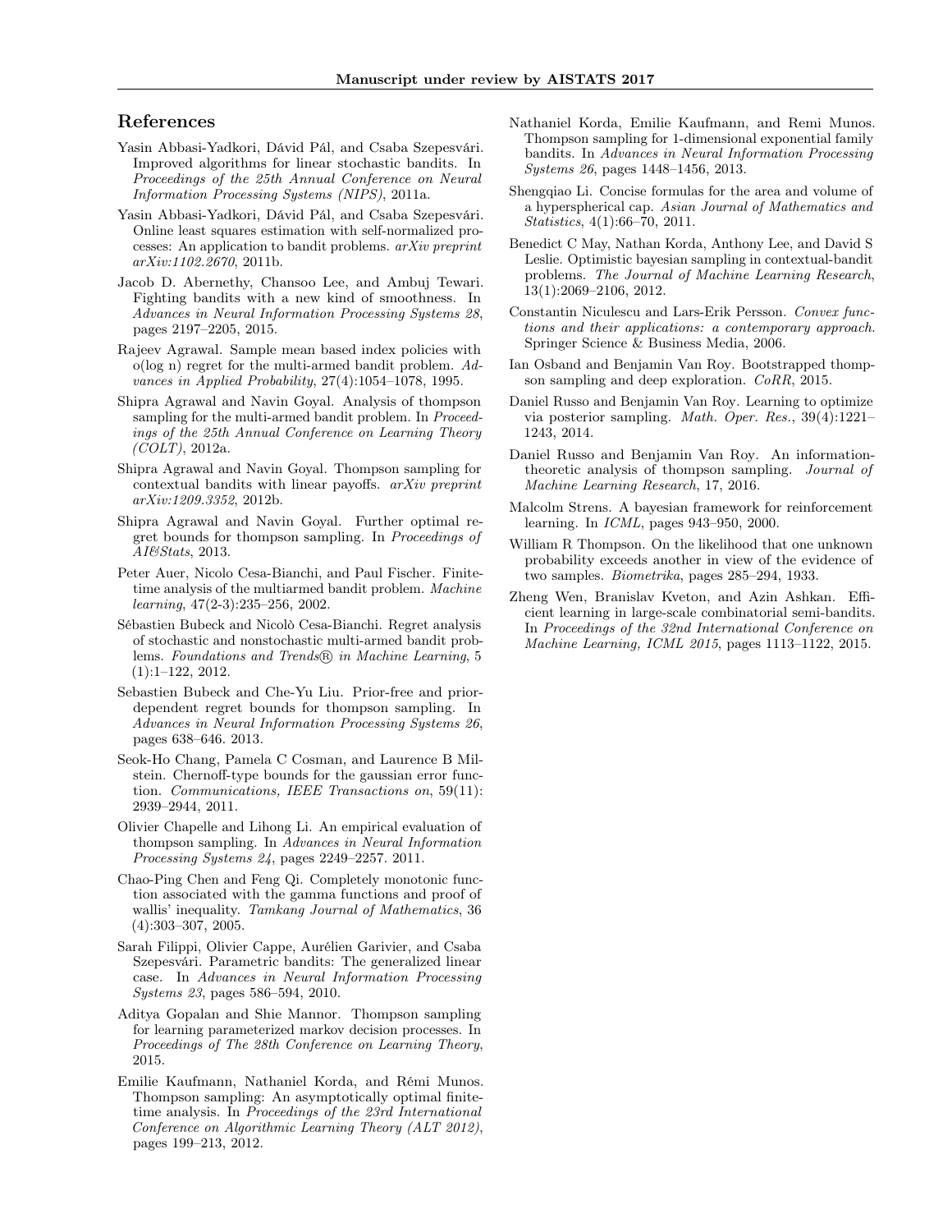## References

Yasin Abbasi-Yadkori, Dávid Pál, and Csaba Szepesvári. Improved algorithms for linear stochastic bandits. In *Proceedings of the 25th Annual Conference on Neural Information Processing Systems (NIPS)*, 2011a.

Yasin Abbasi-Yadkori, Dávid Pál, and Csaba Szepesvári. Online least squares estimation with self-normalized processes: An application to bandit problems. *arXiv preprint arXiv:1102.2670*, 2011b.

Jacob D. Abernethy, Chansoo Lee, and Ambuj Tewari. Fighting bandits with a new kind of smoothness. In *Advances in Neural Information Processing Systems 28*, pages 2197–2205, 2015.

Rajeev Agrawal. Sample mean based index policies with o(log n) regret for the multi-armed bandit problem. *Advances in Applied Probability*, 27(4):1054–1078, 1995.

Shipra Agrawal and Navin Goyal. Analysis of thompson sampling for the multi-armed bandit problem. In *Proceedings of the 25th Annual Conference on Learning Theory (COLT)*, 2012a.

Shipra Agrawal and Navin Goyal. Thompson sampling for contextual bandits with linear payoffs. *arXiv preprint arXiv:1209.3352*, 2012b.

Shipra Agrawal and Navin Goyal. Further optimal regret bounds for thompson sampling. In *Proceedings of AI&Stats*, 2013.

Peter Auer, Nicolo Cesa-Bianchi, and Paul Fischer. Finite-time analysis of the multiarmed bandit problem. *Machine learning*, 47(2-3):235–256, 2002.

Sébastien Bubeck and Nicolò Cesa-Bianchi. Regret analysis of stochastic and nonstochastic multi-armed bandit problems. *Foundations and Trends® in Machine Learning*, 5 (1):1–122, 2012.

Sebastien Bubeck and Che-Yu Liu. Prior-free and prior-dependent regret bounds for thompson sampling. In *Advances in Neural Information Processing Systems 26*, pages 638–646. 2013.

Seok-Ho Chang, Pamela C Cosman, and Laurence B Milstein. Chernoff-type bounds for the gaussian error function. *Communications, IEEE Transactions on*, 59(11): 2939–2944, 2011.

Olivier Chapelle and Lihong Li. An empirical evaluation of thompson sampling. In *Advances in Neural Information Processing Systems 24*, pages 2249–2257. 2011.

Chao-Ping Chen and Feng Qi. Completely monotonic function associated with the gamma functions and proof of wallis' inequality. *Tamkang Journal of Mathematics*, 36 (4):303–307, 2005.

Sarah Filippi, Olivier Cappe, Aurélien Garivier, and Csaba Szepesvári. Parametric bandits: The generalized linear case. In *Advances in Neural Information Processing Systems 23*, pages 586–594, 2010.

Aditya Gopalan and Shie Mannor. Thompson sampling for learning parameterized markov decision processes. In *Proceedings of The 28th Conference on Learning Theory*, 2015.

Emilie Kaufmann, Nathaniel Korda, and Rémi Munos. Thompson sampling: An asymptotically optimal finite-time analysis. In *Proceedings of the 23rd International Conference on Algorithmic Learning Theory (ALT 2012)*, pages 199–213, 2012.

Nathaniel Korda, Emilie Kaufmann, and Remi Munos. Thompson sampling for 1-dimensional exponential family bandits. In *Advances in Neural Information Processing Systems 26*, pages 1448–1456, 2013.

Shengqiao Li. Concise formulas for the area and volume of a hyperspherical cap. *Asian Journal of Mathematics and Statistics*, 4(1):66–70, 2011.

Benedict C May, Nathan Korda, Anthony Lee, and David S Leslie. Optimistic bayesian sampling in contextual-bandit problems. *The Journal of Machine Learning Research*, 13(1):2069–2106, 2012.

Constantin Niculescu and Lars-Erik Persson. *Convex functions and their applications: a contemporary approach*. Springer Science & Business Media, 2006.

Ian Osband and Benjamin Van Roy. Bootstrapped thompson sampling and deep exploration. *CoRR*, 2015.

Daniel Russo and Benjamin Van Roy. Learning to optimize via posterior sampling. *Math. Oper. Res.*, 39(4):1221–1243, 2014.

Daniel Russo and Benjamin Van Roy. An information-theoretic analysis of thompson sampling. *Journal of Machine Learning Research*, 17, 2016.

Malcolm Strens. A bayesian framework for reinforcement learning. In *ICML*, pages 943–950, 2000.

William R Thompson. On the likelihood that one unknown probability exceeds another in view of the evidence of two samples. *Biometrika*, pages 285–294, 1933.

Zheng Wen, Branislav Kveton, and Azin Ashkan. Efficient learning in large-scale combinatorial semi-bandits. In *Proceedings of the 32nd International Conference on Machine Learning, ICML 2015*, pages 1113–1122, 2015.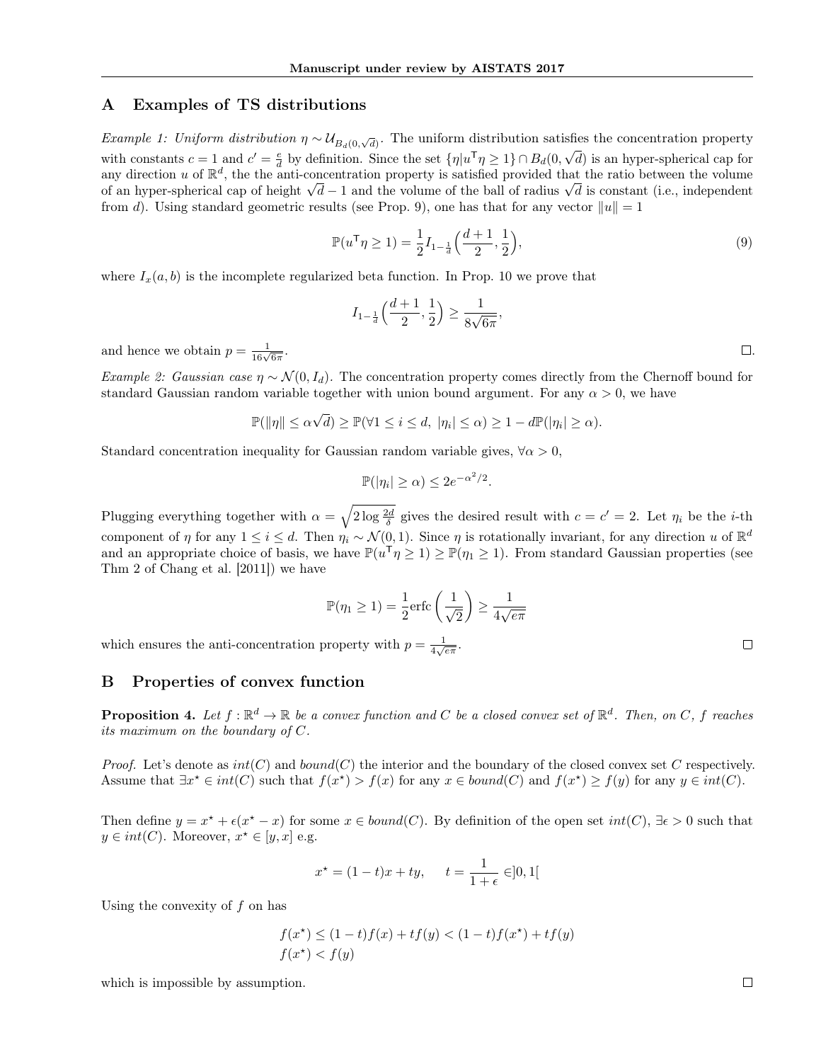## A Examples of TS distributions

*Example 1: Uniform distribution* $\eta \sim \mathcal{U}_{B_d(0,\sqrt{d})}$. The uniform distribution satisfies the concentration property with constants $c = 1$ and $c' = \frac{e}{d}$ by definition. Since the set $\{\eta | u^\mathsf{T}\eta \geq 1\} \cap B_d(0,\sqrt{d})$ is an hyper-spherical cap for any direction $u$ of $\mathbb{R}^d$, the the anti-concentration property is satisfied provided that the ratio between the volume of an hyper-spherical cap of height $\sqrt{d} - 1$ and the volume of the ball of radius $\sqrt{d}$ is constant (i.e., independent from $d$). Using standard geometric results (see Prop. 9), one has that for any vector $\|u\| = 1$

$$\mathbb{P}(u^\mathsf{T}\eta \geq 1) = \frac{1}{2} I_{1-\frac{1}{d}}\Big(\frac{d+1}{2}, \frac{1}{2}\Big), \tag{9}$$

where $I_x(a,b)$ is the incomplete regularized beta function. In Prop. 10 we prove that

$$I_{1-\frac{1}{d}}\Big(\frac{d+1}{2}, \frac{1}{2}\Big) \geq \frac{1}{8\sqrt{6\pi}},$$

and hence we obtain $p = \frac{1}{16\sqrt{6\pi}}$. □.

*Example 2: Gaussian case* $\eta \sim \mathcal{N}(0, I_d)$. The concentration property comes directly from the Chernoff bound for standard Gaussian random variable together with union bound argument. For any $\alpha > 0$, we have

$$\mathbb{P}(\|\eta\| \leq \alpha\sqrt{d}) \geq \mathbb{P}(\forall 1 \leq i \leq d,\ |\eta_i| \leq \alpha) \geq 1 - d\mathbb{P}(|\eta_i| \geq \alpha).$$

Standard concentration inequality for Gaussian random variable gives, $\forall \alpha > 0$,

$$\mathbb{P}(|\eta_i| \geq \alpha) \leq 2e^{-\alpha^2/2}.$$

Plugging everything together with $\alpha = \sqrt{2\log\frac{2d}{\delta}}$ gives the desired result with $c = c' = 2$. Let $\eta_i$ be the $i$-th component of $\eta$ for any $1 \leq i \leq d$. Then $\eta_i \sim \mathcal{N}(0,1)$. Since $\eta$ is rotationally invariant, for any direction $u$ of $\mathbb{R}^d$ and an appropriate choice of basis, we have $\mathbb{P}(u^\mathsf{T}\eta \geq 1) \geq \mathbb{P}(\eta_1 \geq 1)$. From standard Gaussian properties (see Thm 2 of Chang et al. [2011]) we have

$$\mathbb{P}(\eta_1 \geq 1) = \frac{1}{2}\text{erfc}\left(\frac{1}{\sqrt{2}}\right) \geq \frac{1}{4\sqrt{e\pi}}$$

which ensures the anti-concentration property with $p = \frac{1}{4\sqrt{e\pi}}$. □

## B Properties of convex function

**Proposition 4.** *Let $f : \mathbb{R}^d \to \mathbb{R}$ be a convex function and $C$ be a closed convex set of $\mathbb{R}^d$. Then, on $C$, $f$ reaches its maximum on the boundary of $C$.*

*Proof.* Let's denote as $int(C)$ and $bound(C)$ the interior and the boundary of the closed convex set $C$ respectively. Assume that $\exists x^\star \in int(C)$ such that $f(x^\star) > f(x)$ for any $x \in bound(C)$ and $f(x^\star) \geq f(y)$ for any $y \in int(C)$.

Then define $y = x^\star + \epsilon(x^\star - x)$ for some $x \in bound(C)$. By definition of the open set $int(C)$, $\exists \epsilon > 0$ such that $y \in int(C)$. Moreover, $x^\star \in [y, x]$ e.g.

$$x^\star = (1-t)x + ty, \qquad t = \frac{1}{1+\epsilon} \in ]0,1[$$

Using the convexity of $f$ on has

$$f(x^\star) \leq (1-t)f(x) + tf(y) < (1-t)f(x^\star) + tf(y)$$
$$f(x^\star) < f(y)$$

which is impossible by assumption. □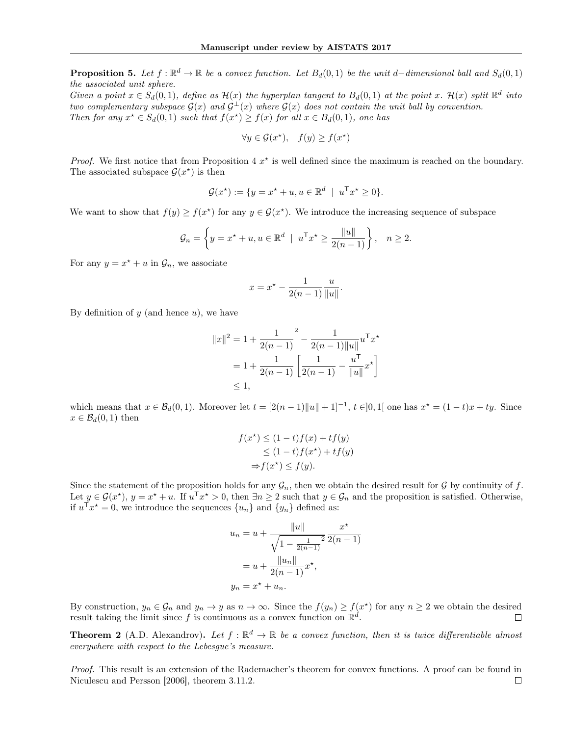**Proposition 5.** *Let $f : \mathbb{R}^d \to \mathbb{R}$ be a convex function. Let $B_d(0,1)$ be the unit $d-$dimensional ball and $S_d(0,1)$ the associated unit sphere.*
*Given a point $x \in S_d(0,1)$, define as $\mathcal{H}(x)$ the hyperplan tangent to $B_d(0,1)$ at the point $x$. $\mathcal{H}(x)$ split $\mathbb{R}^d$ into two complementary subspace $\mathcal{G}(x)$ and $\mathcal{G}^{\perp}(x)$ where $\mathcal{G}(x)$ does not contain the unit ball by convention.*
*Then for any $x^\star \in S_d(0,1)$ such that $f(x^\star) \geq f(x)$ for all $x \in B_d(0,1)$, one has*

$$\forall y \in \mathcal{G}(x^\star), \quad f(y) \geq f(x^\star)$$

*Proof.* We first notice that from Proposition 4 $x^\star$ is well defined since the maximum is reached on the boundary. The associated subspace $\mathcal{G}(x^\star)$ is then

$$\mathcal{G}(x^\star) := \{y = x^\star + u, u \in \mathbb{R}^d \ \mid \ u^\mathsf{T} x^\star \geq 0\}.$$

We want to show that $f(y) \geq f(x^\star)$ for any $y \in \mathcal{G}(x^\star)$. We introduce the increasing sequence of subspace

$$\mathcal{G}_n = \left\{ y = x^\star + u, u \in \mathbb{R}^d \ \mid \ u^\mathsf{T} x^\star \geq \frac{\|u\|}{2(n-1)} \right\}, \quad n \geq 2.$$

For any $y = x^\star + u$ in $\mathcal{G}_n$, we associate

$$x = x^\star - \frac{1}{2(n-1)} \frac{u}{\|u\|}.$$

By definition of $y$ (and hence $u$), we have

$$\begin{aligned}
\|x\|^2 &= 1 + \frac{1}{2(n-1)}^2 - \frac{1}{2(n-1)\|u\|} u^\mathsf{T} x^\star \\
&= 1 + \frac{1}{2(n-1)} \left[ \frac{1}{2(n-1)} - \frac{u^\mathsf{T}}{\|u\|} x^\star \right] \\
&\leq 1,
\end{aligned}$$

which means that $x \in \mathcal{B}_d(0,1)$. Moreover let $t = [2(n-1)\|u\| + 1]^{-1}$, $t \in ]0,1[$ one has $x^\star = (1-t)x + ty$. Since $x \in \mathcal{B}_d(0,1)$ then

$$\begin{aligned}
f(x^\star) &\leq (1-t)f(x) + tf(y) \\
&\leq (1-t)f(x^\star) + tf(y) \\
\Rightarrow f(x^\star) &\leq f(y).
\end{aligned}$$

Since the statement of the proposition holds for any $\mathcal{G}_n$, then we obtain the desired result for $\mathcal{G}$ by continuity of $f$. Let $y \in \mathcal{G}(x^\star)$, $y = x^\star + u$. If $u^\mathsf{T} x^\star > 0$, then $\exists n \geq 2$ such that $y \in \mathcal{G}_n$ and the proposition is satisfied. Otherwise, if $u^\mathsf{T} x^\star = 0$, we introduce the sequences $\{u_n\}$ and $\{y_n\}$ defined as:

$$\begin{aligned}
u_n &= u + \frac{\|u\|}{\sqrt{1 - \frac{1}{2(n-1)}^2}} \frac{x^\star}{2(n-1)} \\
&= u + \frac{\|u_n\|}{2(n-1)} x^\star, \\
y_n &= x^\star + u_n.
\end{aligned}$$

By construction, $y_n \in \mathcal{G}_n$ and $y_n \to y$ as $n \to \infty$. Since the $f(y_n) \geq f(x^\star)$ for any $n \geq 2$ we obtain the desired result taking the limit since $f$ is continuous as a convex function on $\mathbb{R}^d$. ◻

**Theorem 2** (A.D. Alexandrov)**.** *Let $f : \mathbb{R}^d \to \mathbb{R}$ be a convex function, then it is twice differentiable almost everywhere with respect to the Lebesgue's measure.*

*Proof.* This result is an extension of the Rademacher's theorem for convex functions. A proof can be found in Niculescu and Persson [2006], theorem 3.11.2. ◻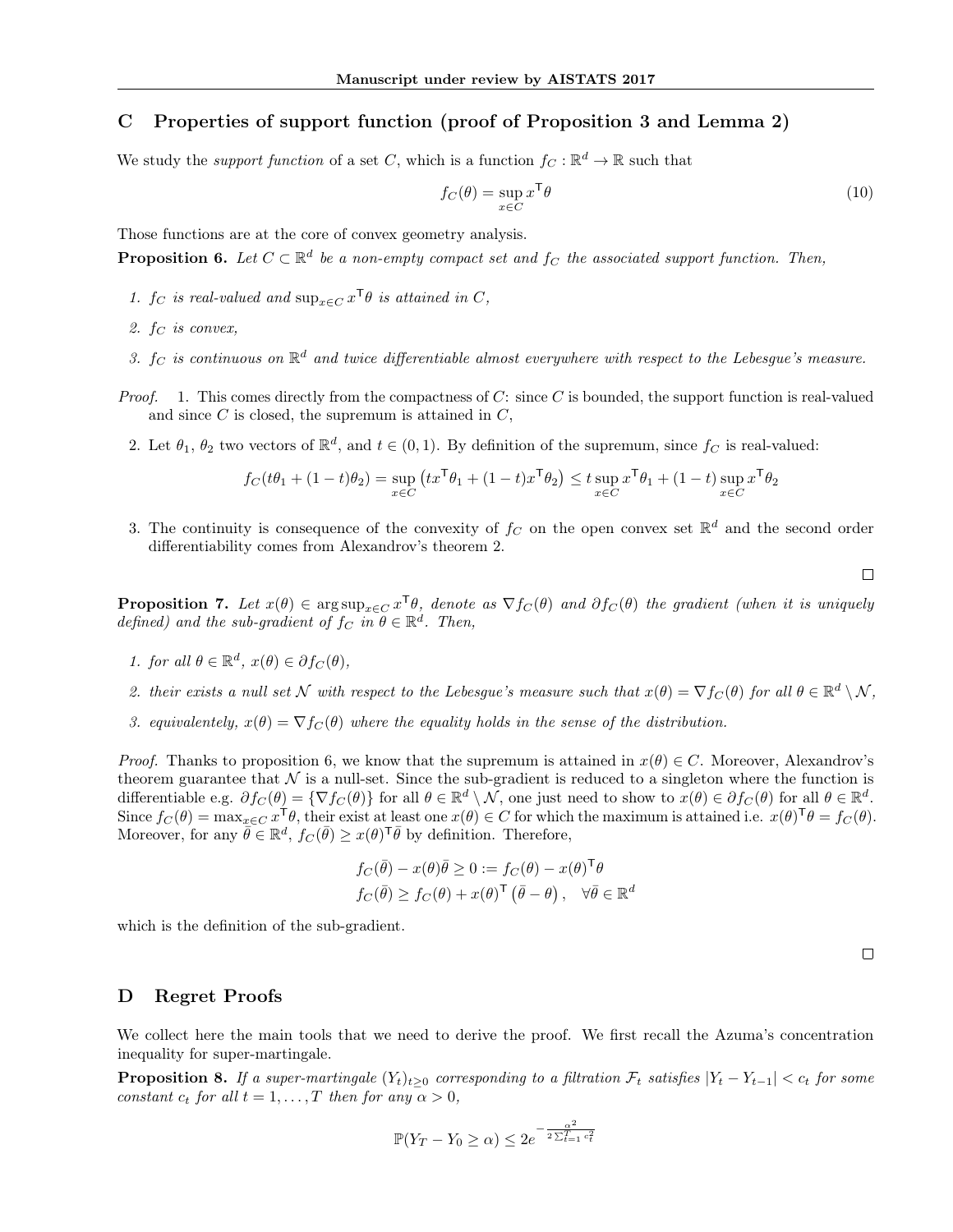## C Properties of support function (proof of Proposition 3 and Lemma 2)

We study the *support function* of a set $C$, which is a function $f_C : \mathbb{R}^d \to \mathbb{R}$ such that

$$f_C(\theta) = \sup_{x \in C} x^\mathsf{T} \theta \tag{10}$$

Those functions are at the core of convex geometry analysis.

**Proposition 6.** *Let $C \subset \mathbb{R}^d$ be a non-empty compact set and $f_C$ the associated support function. Then,*

1. *$f_C$ is real-valued and $\sup_{x \in C} x^\mathsf{T} \theta$ is attained in $C$,*
2. *$f_C$ is convex,*
3. *$f_C$ is continuous on $\mathbb{R}^d$ and twice differentiable almost everywhere with respect to the Lebesgue's measure.*

*Proof.*

1. This comes directly from the compactness of $C$: since $C$ is bounded, the support function is real-valued and since $C$ is closed, the supremum is attained in $C$,
2. Let $\theta_1$, $\theta_2$ two vectors of $\mathbb{R}^d$, and $t \in (0,1)$. By definition of the supremum, since $f_C$ is real-valued:

$$f_C(t\theta_1 + (1-t)\theta_2) = \sup_{x \in C} \left( t x^\mathsf{T} \theta_1 + (1-t) x^\mathsf{T} \theta_2 \right) \leq t \sup_{x \in C} x^\mathsf{T} \theta_1 + (1-t) \sup_{x \in C} x^\mathsf{T} \theta_2$$

3. The continuity is consequence of the convexity of $f_C$ on the open convex set $\mathbb{R}^d$ and the second order differentiability comes from Alexandrov's theorem 2.

□

**Proposition 7.** *Let $x(\theta) \in \arg\sup_{x \in C} x^\mathsf{T} \theta$, denote as $\nabla f_C(\theta)$ and $\partial f_C(\theta)$ the gradient (when it is uniquely defined) and the sub-gradient of $f_C$ in $\theta \in \mathbb{R}^d$. Then,*

1. *for all $\theta \in \mathbb{R}^d$, $x(\theta) \in \partial f_C(\theta)$,*
2. *their exists a null set $\mathcal{N}$ with respect to the Lebesgue's measure such that $x(\theta) = \nabla f_C(\theta)$ for all $\theta \in \mathbb{R}^d \setminus \mathcal{N}$,*
3. *equivalentely, $x(\theta) = \nabla f_C(\theta)$ where the equality holds in the sense of the distribution.*

*Proof.* Thanks to proposition 6, we know that the supremum is attained in $x(\theta) \in C$. Moreover, Alexandrov's theorem guarantee that $\mathcal{N}$ is a null-set. Since the sub-gradient is reduced to a singleton where the function is differentiable e.g. $\partial f_C(\theta) = \{\nabla f_C(\theta)\}$ for all $\theta \in \mathbb{R}^d \setminus \mathcal{N}$, one just need to show to $x(\theta) \in \partial f_C(\theta)$ for all $\theta \in \mathbb{R}^d$. Since $f_C(\theta) = \max_{x \in C} x^\mathsf{T} \theta$, their exist at least one $x(\theta) \in C$ for which the maximum is attained i.e. $x(\theta)^\mathsf{T} \theta = f_C(\theta)$. Moreover, for any $\bar{\theta} \in \mathbb{R}^d$, $f_C(\bar{\theta}) \geq x(\theta)^\mathsf{T} \bar{\theta}$ by definition. Therefore,

$$\begin{aligned}
f_C(\bar{\theta}) - x(\theta)\bar{\theta} \geq 0 &:= f_C(\theta) - x(\theta)^\mathsf{T} \theta \\
f_C(\bar{\theta}) &\geq f_C(\theta) + x(\theta)^\mathsf{T} \left( \bar{\theta} - \theta \right), \quad \forall \bar{\theta} \in \mathbb{R}^d
\end{aligned}$$

which is the definition of the sub-gradient.

□

## D Regret Proofs

We collect here the main tools that we need to derive the proof. We first recall the Azuma's concentration inequality for super-martingale.

**Proposition 8.** *If a super-martingale $(Y_t)_{t \geq 0}$ corresponding to a filtration $\mathcal{F}_t$ satisfies $|Y_t - Y_{t-1}| < c_t$ for some constant $c_t$ for all $t = 1, \ldots, T$ then for any $\alpha > 0$,*

$$\mathbb{P}(Y_T - Y_0 \geq \alpha) \leq 2e^{-\frac{\alpha^2}{2\sum_{t=1}^T c_t^2}}$$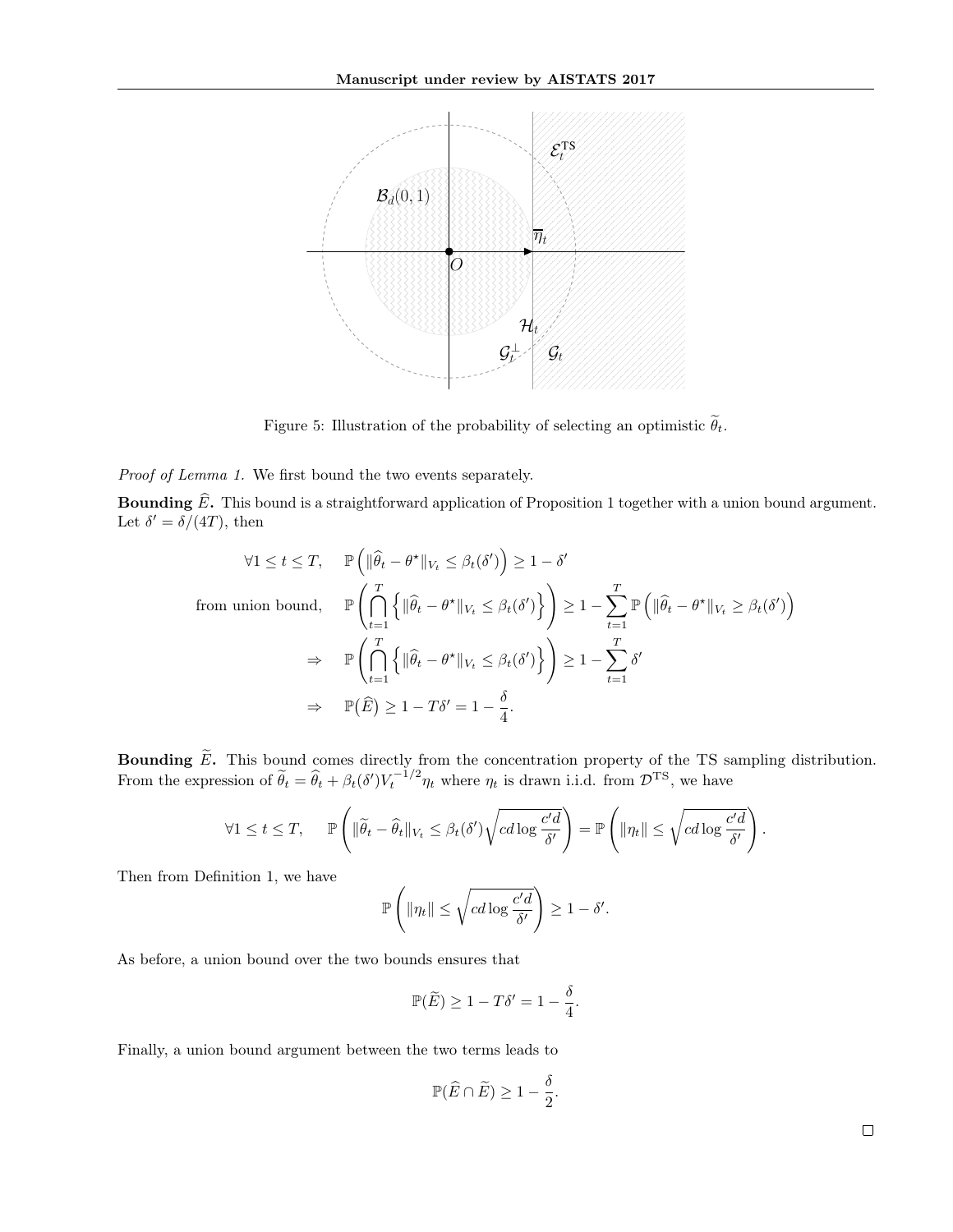Figure 5: Illustration of the probability of selecting an optimistic $\widetilde{\theta}_t$.

*Proof of Lemma 1.* We first bound the two events separately.

**Bounding $\widehat{E}$.** This bound is a straightforward application of Proposition 1 together with a union bound argument. Let $\delta' = \delta/(4T)$, then

$$
\begin{aligned}
\forall 1 \leq t \leq T, \quad & \mathbb{P}\left(\|\widehat{\theta}_t - \theta^\star\|_{V_t} \leq \beta_t(\delta')\right) \geq 1 - \delta' \\
\text{from union bound,} \quad & \mathbb{P}\left(\bigcap_{t=1}^{T}\left\{\|\widehat{\theta}_t - \theta^\star\|_{V_t} \leq \beta_t(\delta')\right\}\right) \geq 1 - \sum_{t=1}^{T}\mathbb{P}\left(\|\widehat{\theta}_t - \theta^\star\|_{V_t} \geq \beta_t(\delta')\right) \\
\Rightarrow \quad & \mathbb{P}\left(\bigcap_{t=1}^{T}\left\{\|\widehat{\theta}_t - \theta^\star\|_{V_t} \leq \beta_t(\delta')\right\}\right) \geq 1 - \sum_{t=1}^{T}\delta' \\
\Rightarrow \quad & \mathbb{P}\big(\widehat{E}\big) \geq 1 - T\delta' = 1 - \frac{\delta}{4}.
\end{aligned}
$$

**Bounding $\widetilde{E}$.** This bound comes directly from the concentration property of the TS sampling distribution. From the expression of $\widetilde{\theta}_t = \widehat{\theta}_t + \beta_t(\delta')V_t^{-1/2}\eta_t$ where $\eta_t$ is drawn i.i.d. from $\mathcal{D}^{\mathrm{TS}}$, we have

$$
\forall 1 \leq t \leq T, \quad \mathbb{P}\left(\|\widetilde{\theta}_t - \widehat{\theta}_t\|_{V_t} \leq \beta_t(\delta')\sqrt{cd\log\frac{c'd}{\delta'}}\right) = \mathbb{P}\left(\|\eta_t\| \leq \sqrt{cd\log\frac{c'd}{\delta'}}\right).
$$

Then from Definition 1, we have

$$
\mathbb{P}\left(\|\eta_t\| \leq \sqrt{cd\log\frac{c'd}{\delta'}}\right) \geq 1 - \delta'.
$$

As before, a union bound over the two bounds ensures that

$$
\mathbb{P}(\widetilde{E}) \geq 1 - T\delta' = 1 - \frac{\delta}{4}.
$$

Finally, a union bound argument between the two terms leads to

$$
\mathbb{P}(\widehat{E} \cap \widetilde{E}) \geq 1 - \frac{\delta}{2}.
$$

$\square$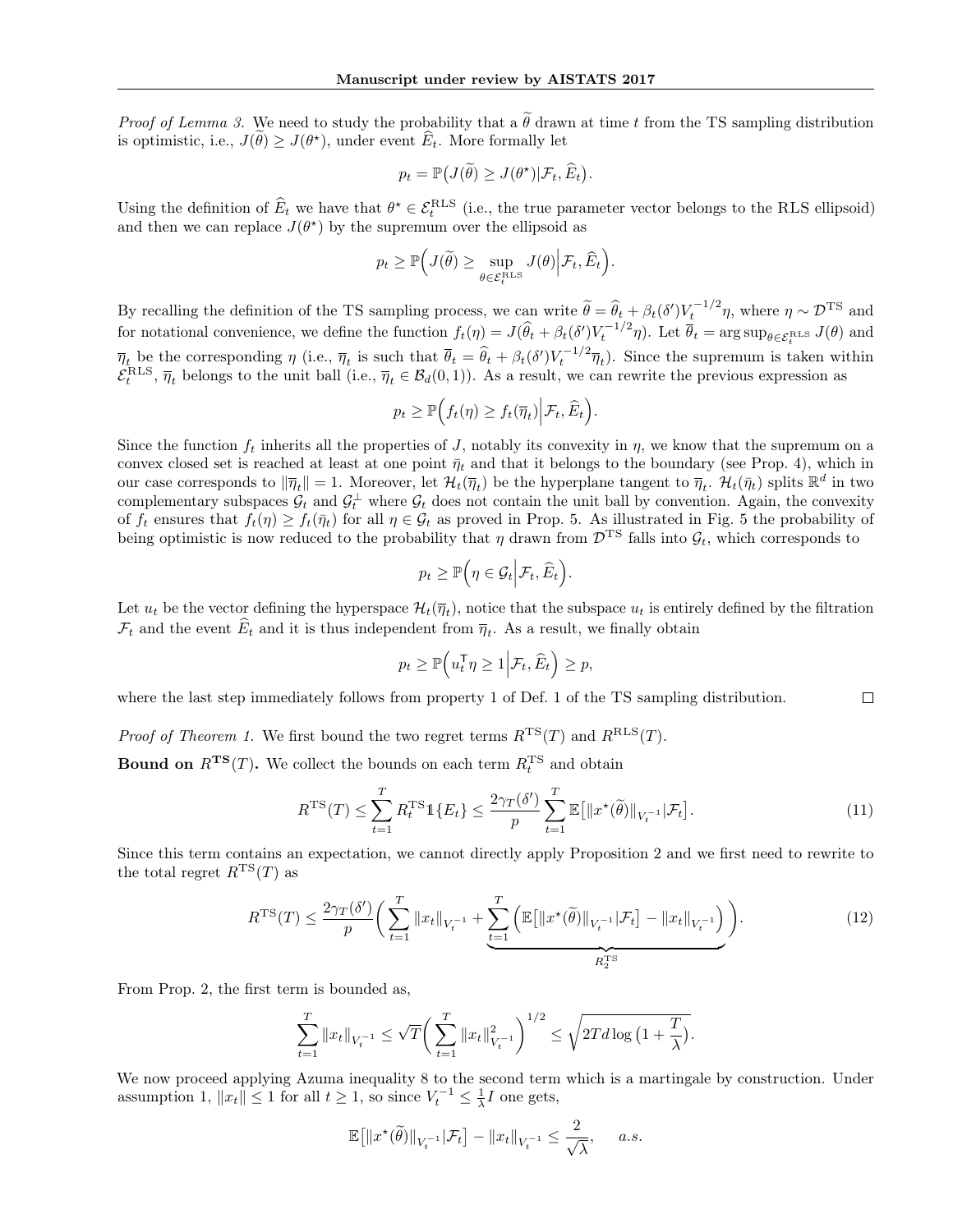*Proof of Lemma 3.* We need to study the probability that a $\widetilde{\theta}$ drawn at time $t$ from the TS sampling distribution is optimistic, i.e., $J(\widetilde{\theta}) \geq J(\theta^\star)$, under event $\widehat{E}_t$. More formally let

$$p_t = \mathbb{P}\big(J(\widetilde{\theta}) \geq J(\theta^\star) | \mathcal{F}_t, \widehat{E}_t\big).$$

Using the definition of $\widehat{E}_t$ we have that $\theta^\star \in \mathcal{E}_t^{\mathrm{RLS}}$ (i.e., the true parameter vector belongs to the RLS ellipsoid) and then we can replace $J(\theta^\star)$ by the supremum over the ellipsoid as

$$p_t \geq \mathbb{P}\Big(J(\widetilde{\theta}) \geq \sup_{\theta \in \mathcal{E}_t^{\mathrm{RLS}}} J(\theta) \Big| \mathcal{F}_t, \widehat{E}_t\Big).$$

By recalling the definition of the TS sampling process, we can write $\widetilde{\theta} = \widehat{\theta}_t + \beta_t(\delta') V_t^{-1/2} \eta$, where $\eta \sim \mathcal{D}^{\mathrm{TS}}$ and for notational convenience, we define the function $f_t(\eta) = J(\widehat{\theta}_t + \beta_t(\delta') V_t^{-1/2} \eta)$. Let $\overline{\theta}_t = \arg\sup_{\theta \in \mathcal{E}_t^{\mathrm{RLS}}} J(\theta)$ and $\overline{\eta}_t$ be the corresponding $\eta$ (i.e., $\overline{\eta}_t$ is such that $\overline{\theta}_t = \widehat{\theta}_t + \beta_t(\delta') V_t^{-1/2} \overline{\eta}_t$). Since the supremum is taken within $\mathcal{E}_t^{\mathrm{RLS}}$, $\overline{\eta}_t$ belongs to the unit ball (i.e., $\overline{\eta}_t \in \mathcal{B}_d(0,1)$). As a result, we can rewrite the previous expression as

$$p_t \geq \mathbb{P}\Big(f_t(\eta) \geq f_t(\overline{\eta}_t) \Big| \mathcal{F}_t, \widehat{E}_t\Big).$$

Since the function $f_t$ inherits all the properties of $J$, notably its convexity in $\eta$, we know that the supremum on a convex closed set is reached at least at one point $\bar{\eta}_t$ and that it belongs to the boundary (see Prop. 4), which in our case corresponds to $\|\overline{\eta}_t\| = 1$. Moreover, let $\mathcal{H}_t(\overline{\eta}_t)$ be the hyperplane tangent to $\overline{\eta}_t$. $\mathcal{H}_t(\bar{\eta}_t)$ splits $\mathbb{R}^d$ in two complementary subspaces $\mathcal{G}_t$ and $\mathcal{G}_t^\perp$ where $\mathcal{G}_t$ does not contain the unit ball by convention. Again, the convexity of $f_t$ ensures that $f_t(\eta) \geq f_t(\bar{\eta}_t)$ for all $\eta \in \mathcal{G}_t$ as proved in Prop. 5. As illustrated in Fig. 5 the probability of being optimistic is now reduced to the probability that $\eta$ drawn from $\mathcal{D}^{\mathrm{TS}}$ falls into $\mathcal{G}_t$, which corresponds to

$$p_t \geq \mathbb{P}\Big(\eta \in \mathcal{G}_t \Big| \mathcal{F}_t, \widehat{E}_t\Big).$$

Let $u_t$ be the vector defining the hyperspace $\mathcal{H}_t(\overline{\eta}_t)$, notice that the subspace $u_t$ is entirely defined by the filtration $\mathcal{F}_t$ and the event $\widehat{E}_t$ and it is thus independent from $\overline{\eta}_t$. As a result, we finally obtain

$$p_t \geq \mathbb{P}\Big(u_t^\mathsf{T} \eta \geq 1 \Big| \mathcal{F}_t, \widehat{E}_t\Big) \geq p,$$

where the last step immediately follows from property 1 of Def. 1 of the TS sampling distribution. $\square$

*Proof of Theorem 1.* We first bound the two regret terms $R^{\mathrm{TS}}(T)$ and $R^{\mathrm{RLS}}(T)$.

**Bound on $R^{\mathbf{TS}}(T)$.** We collect the bounds on each term $R_t^{\mathrm{TS}}$ and obtain

$$R^{\mathrm{TS}}(T) \leq \sum_{t=1}^T R_t^{\mathrm{TS}} \mathbb{1}\{E_t\} \leq \frac{2\gamma_T(\delta')}{p} \sum_{t=1}^T \mathbb{E}\big[\|x^\star(\widetilde{\theta})\|_{V_t^{-1}} | \mathcal{F}_t\big]. \tag{11}$$

Since this term contains an expectation, we cannot directly apply Proposition 2 and we first need to rewrite to the total regret $R^{\mathrm{TS}}(T)$ as

$$R^{\mathrm{TS}}(T) \leq \frac{2\gamma_T(\delta')}{p} \bigg( \sum_{t=1}^T \|x_t\|_{V_t^{-1}} + \underbrace{\sum_{t=1}^T \Big( \mathbb{E}\big[\|x^\star(\widetilde{\theta})\|_{V_t^{-1}} | \mathcal{F}_t\big] - \|x_t\|_{V_t^{-1}} \Big)}_{R_2^{\mathrm{TS}}} \bigg). \tag{12}$$

From Prop. 2, the first term is bounded as,

$$\sum_{t=1}^T \|x_t\|_{V_t^{-1}} \leq \sqrt{T} \bigg( \sum_{t=1}^T \|x_t\|^2_{V_t^{-1}} \bigg)^{1/2} \leq \sqrt{2Td \log\big(1 + \frac{T}{\lambda}\big)}.$$

We now proceed applying Azuma inequality 8 to the second term which is a martingale by construction. Under assumption 1, $\|x_t\| \leq 1$ for all $t \geq 1$, so since $V_t^{-1} \leq \frac{1}{\lambda} I$ one gets,

$$\mathbb{E}\big[\|x^\star(\widetilde{\theta})\|_{V_t^{-1}} | \mathcal{F}_t\big] - \|x_t\|_{V_t^{-1}} \leq \frac{2}{\sqrt{\lambda}}, \quad a.s.$$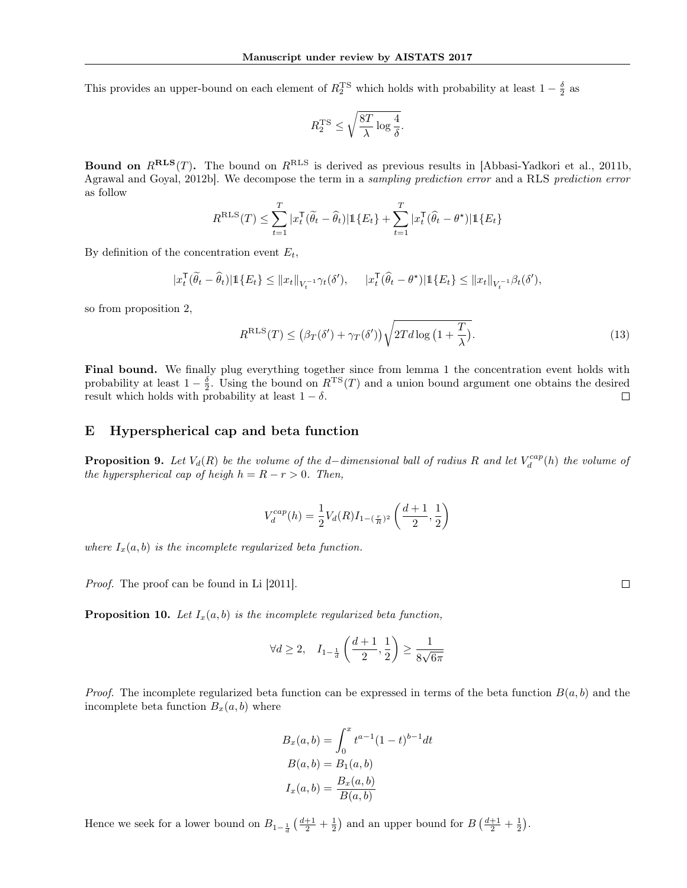This provides an upper-bound on each element of $R_2^{\mathrm{TS}}$ which holds with probability at least $1-\frac{\delta}{2}$ as

$$R_2^{\mathrm{TS}} \leq \sqrt{\frac{8T}{\lambda}\log\frac{4}{\delta}}.$$

**Bound on $R^{\mathbf{RLS}}(T)$.** The bound on $R^{\mathrm{RLS}}$ is derived as previous results in [Abbasi-Yadkori et al., 2011b, Agrawal and Goyal, 2012b]. We decompose the term in a *sampling prediction error* and a RLS *prediction error* as follow

$$R^{\mathrm{RLS}}(T) \leq \sum_{t=1}^{T} |x_t^{\mathsf{T}}(\widetilde{\theta}_t - \widehat{\theta}_t)| \mathbb{1}\{E_t\} + \sum_{t=1}^{T} |x_t^{\mathsf{T}}(\widehat{\theta}_t - \theta^\star)| \mathbb{1}\{E_t\}$$

By definition of the concentration event $E_t$,

$$|x_t^{\mathsf{T}}(\widetilde{\theta}_t - \widehat{\theta}_t)| \mathbb{1}\{E_t\} \leq \|x_t\|_{V_t^{-1}} \gamma_t(\delta'), \qquad |x_t^{\mathsf{T}}(\widehat{\theta}_t - \theta^\star)| \mathbb{1}\{E_t\} \leq \|x_t\|_{V_t^{-1}} \beta_t(\delta'),$$

so from proposition 2,

$$R^{\mathrm{RLS}}(T) \leq \big(\beta_T(\delta') + \gamma_T(\delta')\big)\sqrt{2Td\log\big(1+\frac{T}{\lambda}\big)}. \tag{13}$$

**Final bound.** We finally plug everything together since from lemma 1 the concentration event holds with probability at least $1-\frac{\delta}{2}$. Using the bound on $R^{\mathrm{TS}}(T)$ and a union bound argument one obtains the desired result which holds with probability at least $1-\delta$. $\square$

## E Hyperspherical cap and beta function

**Proposition 9.** *Let $V_d(R)$ be the volume of the $d-$dimensional ball of radius $R$ and let $V_d^{cap}(h)$ the volume of the hyperspherical cap of heigh $h = R - r > 0$. Then,*

$$V_d^{cap}(h) = \frac{1}{2}V_d(R) I_{1-(\frac{r}{R})^2}\left(\frac{d+1}{2}, \frac{1}{2}\right)$$

*where $I_x(a,b)$ is the incomplete regularized beta function.*

*Proof.* The proof can be found in Li [2011]. $\square$

**Proposition 10.** *Let $I_x(a,b)$ is the incomplete regularized beta function,*

$$\forall d \geq 2, \quad I_{1-\frac{1}{d}}\left(\frac{d+1}{2}, \frac{1}{2}\right) \geq \frac{1}{8\sqrt{6\pi}}$$

*Proof.* The incomplete regularized beta function can be expressed in terms of the beta function $B(a,b)$ and the incomplete beta function $B_x(a,b)$ where

$$B_x(a,b) = \int_0^x t^{a-1}(1-t)^{b-1}dt$$
$$B(a,b) = B_1(a,b)$$
$$I_x(a,b) = \frac{B_x(a,b)}{B(a,b)}$$

Hence we seek for a lower bound on $B_{1-\frac{1}{d}}\left(\frac{d+1}{2} + \frac{1}{2}\right)$ and an upper bound for $B\left(\frac{d+1}{2} + \frac{1}{2}\right)$.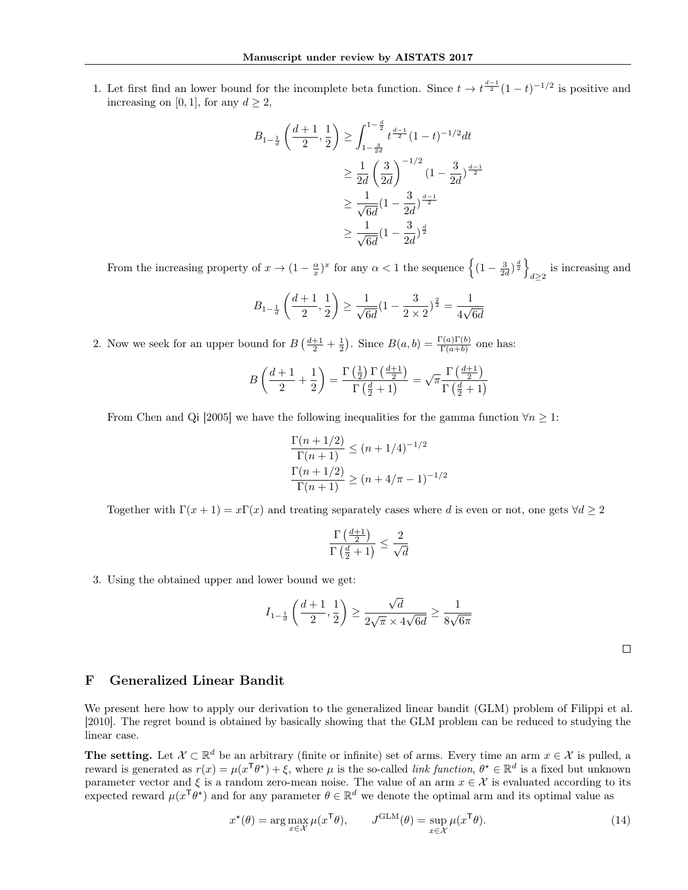1. Let first find an lower bound for the incomplete beta function. Since $t \to t^{\frac{d-1}{2}}(1-t)^{-1/2}$ is positive and increasing on $[0,1]$, for any $d \geq 2$,

$$
\begin{aligned}
B_{1-\frac{1}{d}}\left(\frac{d+1}{2}, \frac{1}{2}\right) &\geq \int_{1-\frac{3}{2d}}^{1-\frac{d}{2}} t^{\frac{d-1}{2}}(1-t)^{-1/2} dt \\
&\geq \frac{1}{2d}\left(\frac{3}{2d}\right)^{-1/2}(1-\frac{3}{2d})^{\frac{d-1}{2}} \\
&\geq \frac{1}{\sqrt{6d}}(1-\frac{3}{2d})^{\frac{d-1}{2}} \\
&\geq \frac{1}{\sqrt{6d}}(1-\frac{3}{2d})^{\frac{d}{2}}
\end{aligned}
$$

From the increasing property of $x \to (1-\frac{\alpha}{x})^x$ for any $\alpha < 1$ the sequence $\left\{(1-\frac{3}{2d})^{\frac{d}{2}}\right\}_{d\geq 2}$ is increasing and

$$
B_{1-\frac{1}{d}}\left(\frac{d+1}{2}, \frac{1}{2}\right) \geq \frac{1}{\sqrt{6d}}(1-\frac{3}{2\times 2})^{\frac{2}{2}} = \frac{1}{4\sqrt{6d}}
$$

2. Now we seek for an upper bound for $B\left(\frac{d+1}{2}+\frac{1}{2}\right)$. Since $B(a,b) = \frac{\Gamma(a)\Gamma(b)}{\Gamma(a+b)}$ one has:

$$
B\left(\frac{d+1}{2}+\frac{1}{2}\right) = \frac{\Gamma\left(\frac{1}{2}\right)\Gamma\left(\frac{d+1}{2}\right)}{\Gamma\left(\frac{d}{2}+1\right)} = \sqrt{\pi}\frac{\Gamma\left(\frac{d+1}{2}\right)}{\Gamma\left(\frac{d}{2}+1\right)}
$$

From Chen and Qi [2005] we have the following inequalities for the gamma function $\forall n \geq 1$:

$$
\begin{aligned}
\frac{\Gamma(n+1/2)}{\Gamma(n+1)} &\leq (n+1/4)^{-1/2} \\
\frac{\Gamma(n+1/2)}{\Gamma(n+1)} &\geq (n+4/\pi-1)^{-1/2}
\end{aligned}
$$

Together with $\Gamma(x+1) = x\Gamma(x)$ and treating separately cases where $d$ is even or not, one gets $\forall d \geq 2$

$$
\frac{\Gamma\left(\frac{d+1}{2}\right)}{\Gamma\left(\frac{d}{2}+1\right)} \leq \frac{2}{\sqrt{d}}
$$

3. Using the obtained upper and lower bound we get:

$$
I_{1-\frac{1}{d}}\left(\frac{d+1}{2}, \frac{1}{2}\right) \geq \frac{\sqrt{d}}{2\sqrt{\pi}\times 4\sqrt{6d}} \geq \frac{1}{8\sqrt{6\pi}}
$$

□

## F Generalized Linear Bandit

We present here how to apply our derivation to the generalized linear bandit (GLM) problem of Filippi et al. [2010]. The regret bound is obtained by basically showing that the GLM problem can be reduced to studying the linear case.

**The setting.** Let $\mathcal{X} \subset \mathbb{R}^d$ be an arbitrary (finite or infinite) set of arms. Every time an arm $x \in \mathcal{X}$ is pulled, a reward is generated as $r(x) = \mu(x^\mathsf{T}\theta^\star) + \xi$, where $\mu$ is the so-called *link function*, $\theta^\star \in \mathbb{R}^d$ is a fixed but unknown parameter vector and $\xi$ is a random zero-mean noise. The value of an arm $x \in \mathcal{X}$ is evaluated according to its expected reward $\mu(x^\mathsf{T}\theta^\star)$ and for any parameter $\theta \in \mathbb{R}^d$ we denote the optimal arm and its optimal value as

$$
x^\star(\theta) = \arg\max_{x\in\mathcal{X}} \mu(x^\mathsf{T}\theta), \qquad J^{\mathrm{GLM}}(\theta) = \sup_{x\in\mathcal{X}} \mu(x^\mathsf{T}\theta). \tag{14}
$$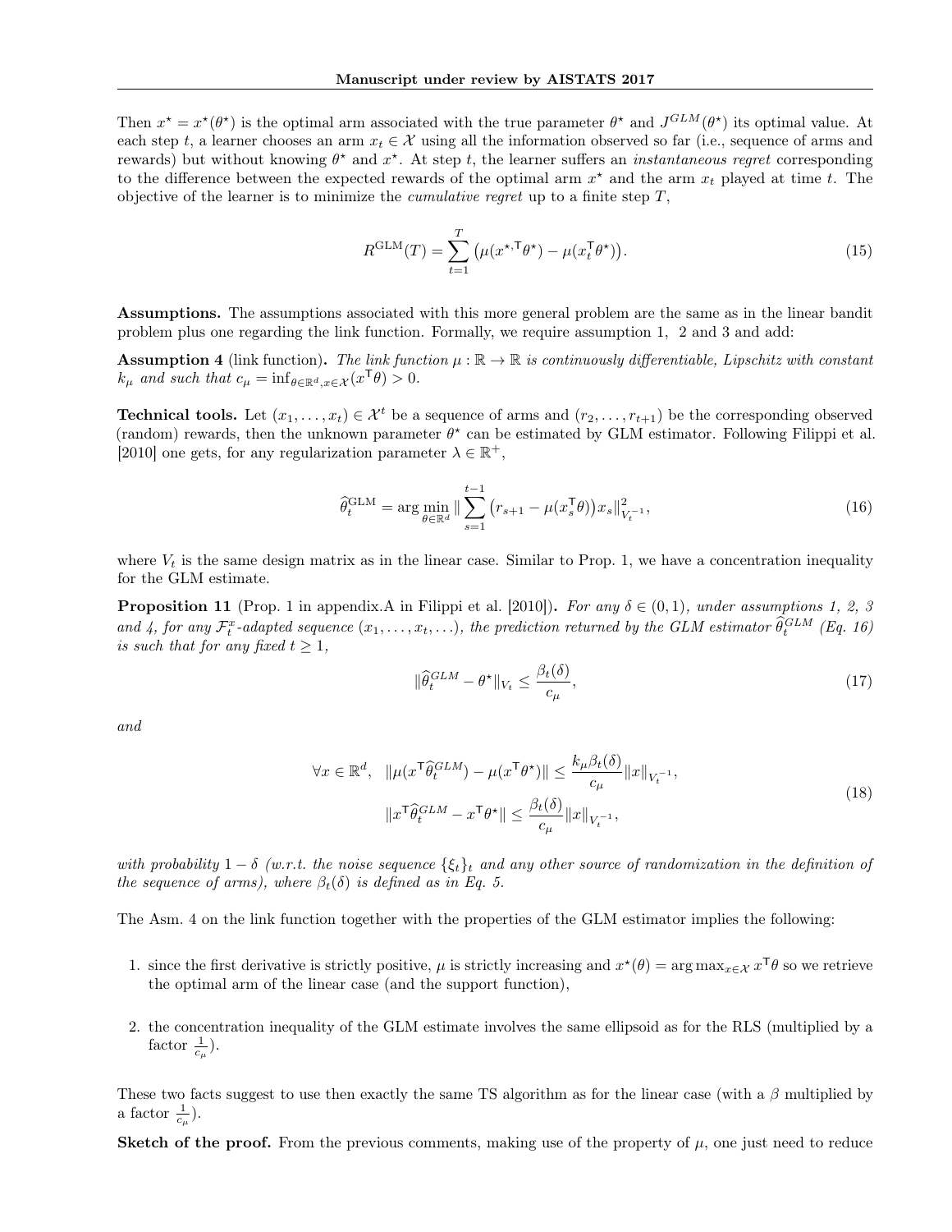Then $x^\star = x^\star(\theta^\star)$ is the optimal arm associated with the true parameter $\theta^\star$ and $J^{GLM}(\theta^\star)$ its optimal value. At each step $t$, a learner chooses an arm $x_t \in \mathcal{X}$ using all the information observed so far (i.e., sequence of arms and rewards) but without knowing $\theta^\star$ and $x^\star$. At step $t$, the learner suffers an *instantaneous regret* corresponding to the difference between the expected rewards of the optimal arm $x^\star$ and the arm $x_t$ played at time $t$. The objective of the learner is to minimize the *cumulative regret* up to a finite step $T$,

$$R^{\mathrm{GLM}}(T) = \sum_{t=1}^{T} \big(\mu(x^{\star,\mathsf{T}}\theta^\star) - \mu(x_t^\mathsf{T}\theta^\star)\big). \tag{15}$$

**Assumptions.** The assumptions associated with this more general problem are the same as in the linear bandit problem plus one regarding the link function. Formally, we require assumption 1, 2 and 3 and add:

**Assumption 4** (link function). *The link function $\mu : \mathbb{R} \to \mathbb{R}$ is continuously differentiable, Lipschitz with constant $k_\mu$ and such that $c_\mu = \inf_{\theta \in \mathbb{R}^d, x \in \mathcal{X}} (x^\mathsf{T}\theta) > 0$.*

**Technical tools.** Let $(x_1, \ldots, x_t) \in \mathcal{X}^t$ be a sequence of arms and $(r_2, \ldots, r_{t+1})$ be the corresponding observed (random) rewards, then the unknown parameter $\theta^\star$ can be estimated by GLM estimator. Following Filippi et al. [2010] one gets, for any regularization parameter $\lambda \in \mathbb{R}^+$,

$$\widehat{\theta}_t^{\mathrm{GLM}} = \arg\min_{\theta \in \mathbb{R}^d} \| \sum_{s=1}^{t-1} \big(r_{s+1} - \mu(x_s^\mathsf{T}\theta)\big) x_s \|_{V_t^{-1}}^2, \tag{16}$$

where $V_t$ is the same design matrix as in the linear case. Similar to Prop. 1, we have a concentration inequality for the GLM estimate.

**Proposition 11** (Prop. 1 in appendix.A in Filippi et al. [2010]). *For any $\delta \in (0, 1)$, under assumptions 1, 2, 3 and 4, for any $\mathcal{F}_t^x$-adapted sequence $(x_1, \ldots, x_t, \ldots)$, the prediction returned by the GLM estimator $\widehat{\theta}_t^{GLM}$ (Eq. 16) is such that for any fixed $t \geq 1$,*

$$\|\widehat{\theta}_t^{GLM} - \theta^\star\|_{V_t} \leq \frac{\beta_t(\delta)}{c_\mu}, \tag{17}$$

*and*

$$\begin{aligned} \forall x \in \mathbb{R}^d, \quad \|\mu(x^\mathsf{T}\widehat{\theta}_t^{GLM}) - \mu(x^\mathsf{T}\theta^\star)\| &\leq \frac{k_\mu \beta_t(\delta)}{c_\mu} \|x\|_{V_t^{-1}}, \\ \|x^\mathsf{T}\widehat{\theta}_t^{GLM} - x^\mathsf{T}\theta^\star\| &\leq \frac{\beta_t(\delta)}{c_\mu} \|x\|_{V_t^{-1}}, \end{aligned} \tag{18}$$

*with probability $1 - \delta$ (w.r.t. the noise sequence $\{\xi_t\}_t$ and any other source of randomization in the definition of the sequence of arms), where $\beta_t(\delta)$ is defined as in Eq. 5.*

The Asm. 4 on the link function together with the properties of the GLM estimator implies the following:

1. since the first derivative is strictly positive, $\mu$ is strictly increasing and $x^\star(\theta) = \arg\max_{x \in \mathcal{X}} x^\mathsf{T}\theta$ so we retrieve the optimal arm of the linear case (and the support function),

2. the concentration inequality of the GLM estimate involves the same ellipsoid as for the RLS (multiplied by a factor $\frac{1}{c_\mu}$).

These two facts suggest to use then exactly the same TS algorithm as for the linear case (with a $\beta$ multiplied by a factor $\frac{1}{c_\mu}$).

**Sketch of the proof.** From the previous comments, making use of the property of $\mu$, one just need to reduce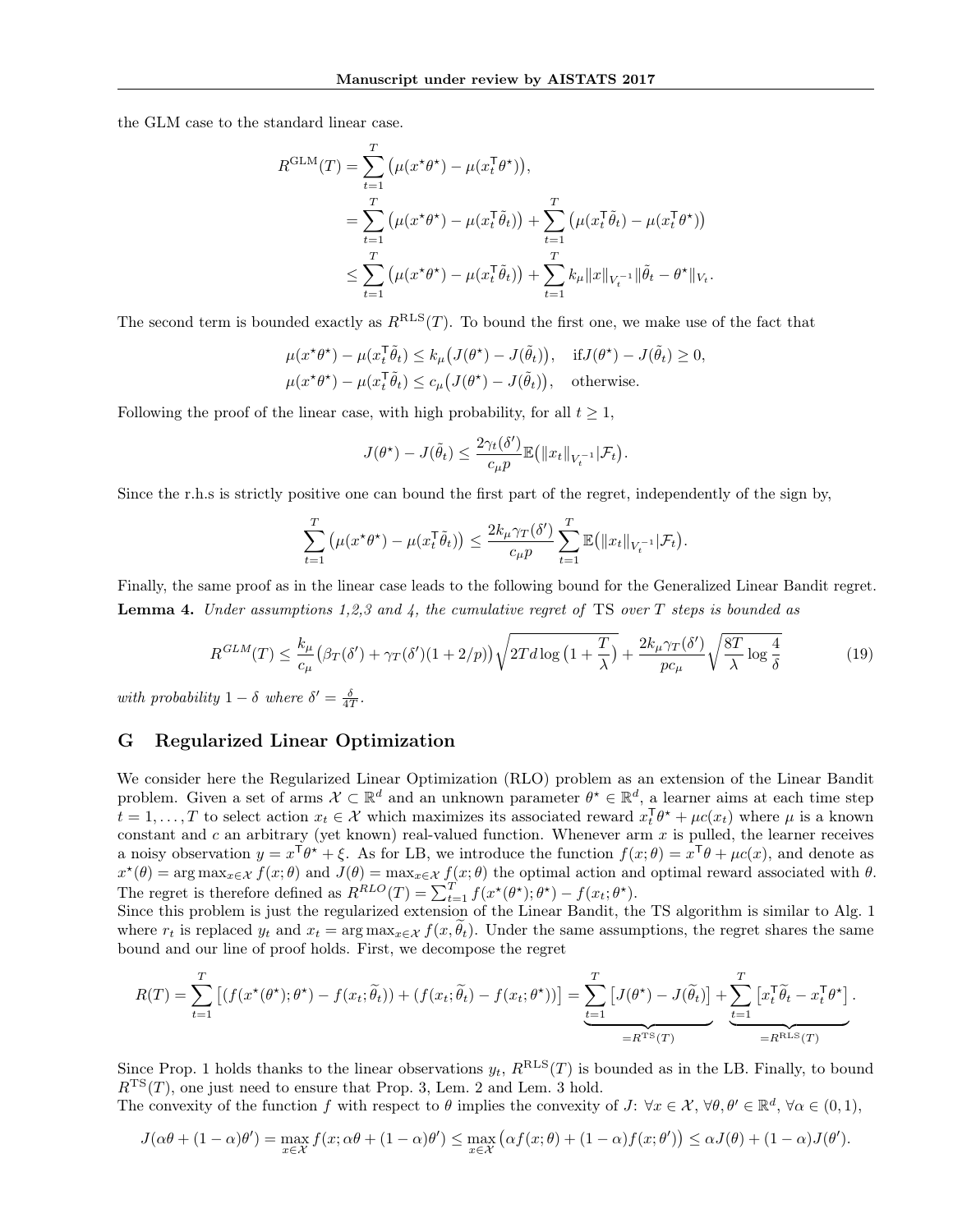the GLM case to the standard linear case.

$$
\begin{aligned}
R^{\mathrm{GLM}}(T) &= \sum_{t=1}^{T} \big(\mu(x^\star \theta^\star) - \mu(x_t^\mathsf{T} \theta^\star)\big), \\
&= \sum_{t=1}^{T} \big(\mu(x^\star \theta^\star) - \mu(x_t^\mathsf{T} \tilde{\theta}_t)\big) + \sum_{t=1}^{T} \big(\mu(x_t^\mathsf{T} \tilde{\theta}_t) - \mu(x_t^\mathsf{T} \theta^\star)\big) \\
&\leq \sum_{t=1}^{T} \big(\mu(x^\star \theta^\star) - \mu(x_t^\mathsf{T} \tilde{\theta}_t)\big) + \sum_{t=1}^{T} k_\mu \|x\|_{V_t^{-1}} \|\tilde{\theta}_t - \theta^\star\|_{V_t}.
\end{aligned}
$$

The second term is bounded exactly as $R^{\mathrm{RLS}}(T)$. To bound the first one, we make use of the fact that

$$
\begin{aligned}
&\mu(x^\star \theta^\star) - \mu(x_t^\mathsf{T} \tilde{\theta}_t) \leq k_\mu \big(J(\theta^\star) - J(\tilde{\theta}_t)\big), \quad \text{if} J(\theta^\star) - J(\tilde{\theta}_t) \geq 0, \\
&\mu(x^\star \theta^\star) - \mu(x_t^\mathsf{T} \tilde{\theta}_t) \leq c_\mu \big(J(\theta^\star) - J(\tilde{\theta}_t)\big), \quad \text{otherwise.}
\end{aligned}
$$

Following the proof of the linear case, with high probability, for all $t \geq 1$,

$$
J(\theta^\star) - J(\tilde{\theta}_t) \leq \frac{2\gamma_t(\delta')}{c_\mu p} \mathbb{E}\big(\|x_t\|_{V_t^{-1}} | \mathcal{F}_t\big).
$$

Since the r.h.s is strictly positive one can bound the first part of the regret, independently of the sign by,

$$
\sum_{t=1}^{T} \big(\mu(x^\star \theta^\star) - \mu(x_t^\mathsf{T} \tilde{\theta}_t)\big) \leq \frac{2k_\mu \gamma_T(\delta')}{c_\mu p} \sum_{t=1}^{T} \mathbb{E}\big(\|x_t\|_{V_t^{-1}} | \mathcal{F}_t\big).
$$

Finally, the same proof as in the linear case leads to the following bound for the Generalized Linear Bandit regret.

**Lemma 4.** *Under assumptions 1,2,3 and 4, the cumulative regret of* TS *over $T$ steps is bounded as*

$$
R^{GLM}(T) \leq \frac{k_\mu}{c_\mu} \big(\beta_T(\delta') + \gamma_T(\delta')(1 + 2/p)\big) \sqrt{2Td \log\big(1 + \frac{T}{\lambda}\big)} + \frac{2k_\mu \gamma_T(\delta')}{pc_\mu} \sqrt{\frac{8T}{\lambda} \log \frac{4}{\delta}} \tag{19}
$$

*with probability $1 - \delta$ where $\delta' = \frac{\delta}{4T}$.*

## G Regularized Linear Optimization

We consider here the Regularized Linear Optimization (RLO) problem as an extension of the Linear Bandit problem. Given a set of arms $\mathcal{X} \subset \mathbb{R}^d$ and an unknown parameter $\theta^\star \in \mathbb{R}^d$, a learner aims at each time step $t = 1, \ldots, T$ to select action $x_t \in \mathcal{X}$ which maximizes its associated reward $x_t^\mathsf{T} \theta^\star + \mu c(x_t)$ where $\mu$ is a known constant and $c$ an arbitrary (yet known) real-valued function. Whenever arm $x$ is pulled, the learner receives a noisy observation $y = x^\mathsf{T} \theta^\star + \xi$. As for LB, we introduce the function $f(x; \theta) = x^\mathsf{T} \theta + \mu c(x)$, and denote as $x^\star(\theta) = \arg\max_{x \in \mathcal{X}} f(x; \theta)$ and $J(\theta) = \max_{x \in \mathcal{X}} f(x; \theta)$ the optimal action and optimal reward associated with $\theta$. The regret is therefore defined as $R^{RLO}(T) = \sum_{t=1}^{T} f(x^\star(\theta^\star); \theta^\star) - f(x_t; \theta^\star)$.

Since this problem is just the regularized extension of the Linear Bandit, the TS algorithm is similar to Alg. 1 where $r_t$ is replaced $y_t$ and $x_t = \arg\max_{x \in \mathcal{X}} f(x, \widetilde{\theta}_t)$. Under the same assumptions, the regret shares the same bound and our line of proof holds. First, we decompose the regret

$$
R(T) = \sum_{t=1}^{T} \big[ (f(x^\star(\theta^\star); \theta^\star) - f(x_t; \widetilde{\theta}_t)) + (f(x_t; \widetilde{\theta}_t) - f(x_t; \theta^\star)) \big] = \underbrace{\sum_{t=1}^{T} \big[ J(\theta^\star) - J(\widetilde{\theta}_t) \big]}_{= R^{\mathrm{TS}}(T)} + \underbrace{\sum_{t=1}^{T} \big[ x_t^\mathsf{T} \widetilde{\theta}_t - x_t^\mathsf{T} \theta^\star \big]}_{= R^{\mathrm{RLS}}(T)}.
$$

Since Prop. 1 holds thanks to the linear observations $y_t$, $R^{\mathrm{RLS}}(T)$ is bounded as in the LB. Finally, to bound $R^{\mathrm{TS}}(T)$, one just need to ensure that Prop. 3, Lem. 2 and Lem. 3 hold.

The convexity of the function $f$ with respect to $\theta$ implies the convexity of $J$: $\forall x \in \mathcal{X}$, $\forall \theta, \theta' \in \mathbb{R}^d$, $\forall \alpha \in (0, 1)$,

$$
J(\alpha\theta + (1 - \alpha)\theta') = \max_{x \in \mathcal{X}} f(x; \alpha\theta + (1 - \alpha)\theta') \leq \max_{x \in \mathcal{X}} \big(\alpha f(x; \theta) + (1 - \alpha) f(x; \theta')\big) \leq \alpha J(\theta) + (1 - \alpha) J(\theta').
$$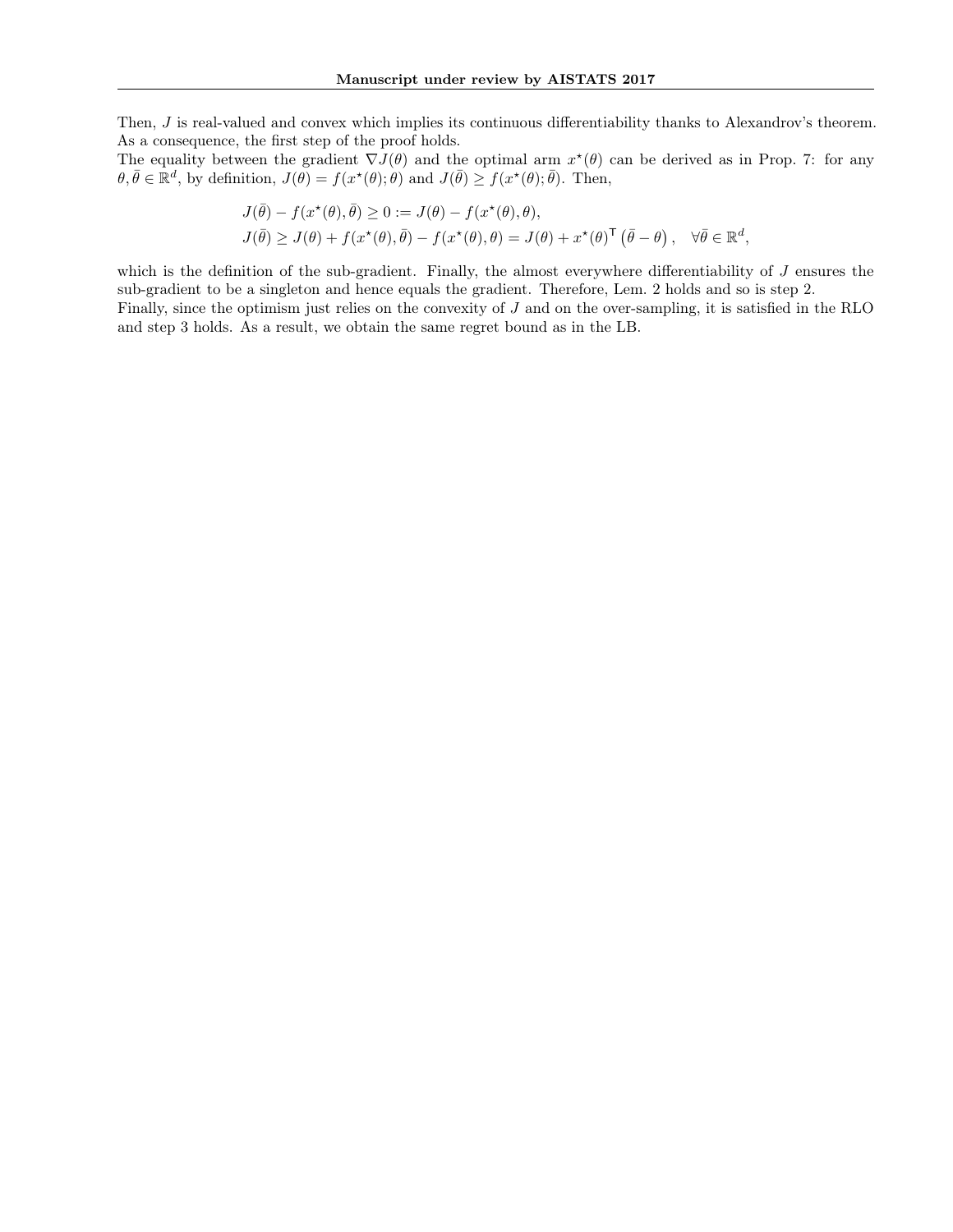Then, $J$ is real-valued and convex which implies its continuous differentiability thanks to Alexandrov's theorem. As a consequence, the first step of the proof holds.

The equality between the gradient $\nabla J(\theta)$ and the optimal arm $x^\star(\theta)$ can be derived as in Prop. 7: for any $\theta, \bar{\theta} \in \mathbb{R}^d$, by definition, $J(\theta) = f(x^\star(\theta); \theta)$ and $J(\bar{\theta}) \geq f(x^\star(\theta); \bar{\theta})$. Then,

$$
\begin{aligned}
&J(\bar{\theta}) - f(x^\star(\theta), \bar{\theta}) \geq 0 := J(\theta) - f(x^\star(\theta), \theta), \\
&J(\bar{\theta}) \geq J(\theta) + f(x^\star(\theta), \bar{\theta}) - f(x^\star(\theta), \theta) = J(\theta) + x^\star(\theta)^\mathsf{T} \left(\bar{\theta} - \theta\right), \quad \forall \bar{\theta} \in \mathbb{R}^d,
\end{aligned}
$$

which is the definition of the sub-gradient. Finally, the almost everywhere differentiability of $J$ ensures the sub-gradient to be a singleton and hence equals the gradient. Therefore, Lem. 2 holds and so is step 2.

Finally, since the optimism just relies on the convexity of $J$ and on the over-sampling, it is satisfied in the RLO and step 3 holds. As a result, we obtain the same regret bound as in the LB.